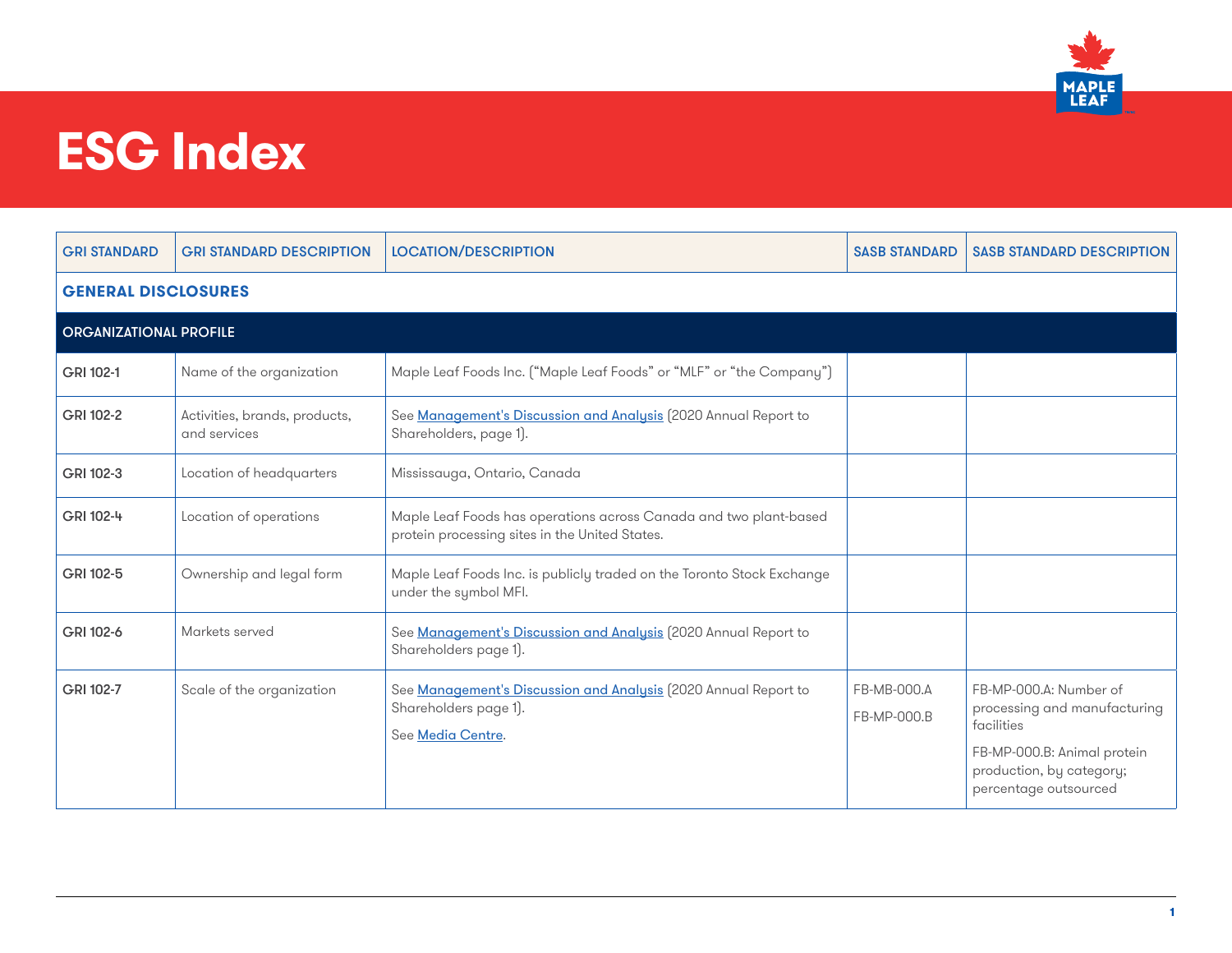# ESG Index

| GRI STANDARD | GRI STANDARD DESCRIPTION | LOCATION/DESCRIPTION | SASB STANDARD | SASB STANDARD DESCRIPTION |
|---|---|---|---|---|
| **GENERAL DISCLOSURES** | | | | |
| **ORGANIZATIONAL PROFILE** | | | | |
| GRI 102-1 | Name of the organization | Maple Leaf Foods Inc. ("Maple Leaf Foods" or "MLF" or "the Company") | | |
| GRI 102-2 | Activities, brands, products, and services | See Management's Discussion and Analysis (2020 Annual Report to Shareholders, page 1). | | |
| GRI 102-3 | Location of headquarters | Mississauga, Ontario, Canada | | |
| GRI 102-4 | Location of operations | Maple Leaf Foods has operations across Canada and two plant-based protein processing sites in the United States. | | |
| GRI 102-5 | Ownership and legal form | Maple Leaf Foods Inc. is publicly traded on the Toronto Stock Exchange under the symbol MFI. | | |
| GRI 102-6 | Markets served | See Management's Discussion and Analysis (2020 Annual Report to Shareholders page 1). | | |
| GRI 102-7 | Scale of the organization | See Management's Discussion and Analysis (2020 Annual Report to Shareholders page 1).<br>See Media Centre. | FB-MB-000.A<br>FB-MP-000.B | FB-MP-000.A: Number of processing and manufacturing facilities<br>FB-MP-000.B: Animal protein production, by category; percentage outsourced |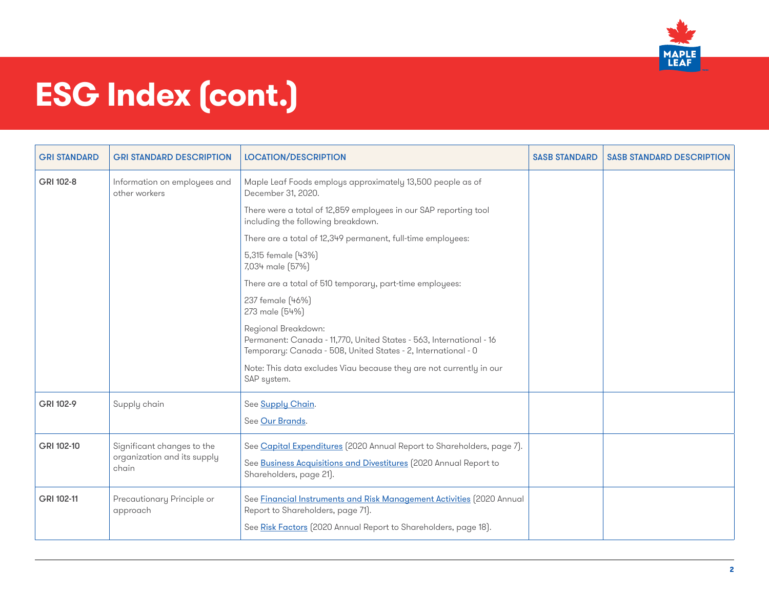# ESG Index (cont.)

| GRI STANDARD | GRI STANDARD DESCRIPTION | LOCATION/DESCRIPTION | SASB STANDARD | SASB STANDARD DESCRIPTION |
|---|---|---|---|---|
| GRI 102-8 | Information on employees and other workers | Maple Leaf Foods employs approximately 13,500 people as of December 31, 2020.<br><br>There were a total of 12,859 employees in our SAP reporting tool including the following breakdown.<br><br>There are a total of 12,349 permanent, full-time employees:<br><br>5,315 female (43%)<br>7,034 male (57%)<br><br>There are a total of 510 temporary, part-time employees:<br><br>237 female (46%)<br>273 male (54%)<br><br>Regional Breakdown:<br>Permanent: Canada - 11,770, United States - 563, International - 16<br>Temporary: Canada - 508, United States - 2, International - 0<br><br>Note: This data excludes Viau because they are not currently in our SAP system. | | |
| GRI 102-9 | Supply chain | See Supply Chain.<br><br>See Our Brands. | | |
| GRI 102-10 | Significant changes to the organization and its supply chain | See Capital Expenditures (2020 Annual Report to Shareholders, page 7).<br><br>See Business Acquisitions and Divestitures (2020 Annual Report to Shareholders, page 21). | | |
| GRI 102-11 | Precautionary Principle or approach | See Financial Instruments and Risk Management Activities (2020 Annual Report to Shareholders, page 71).<br><br>See Risk Factors (2020 Annual Report to Shareholders, page 18). | | |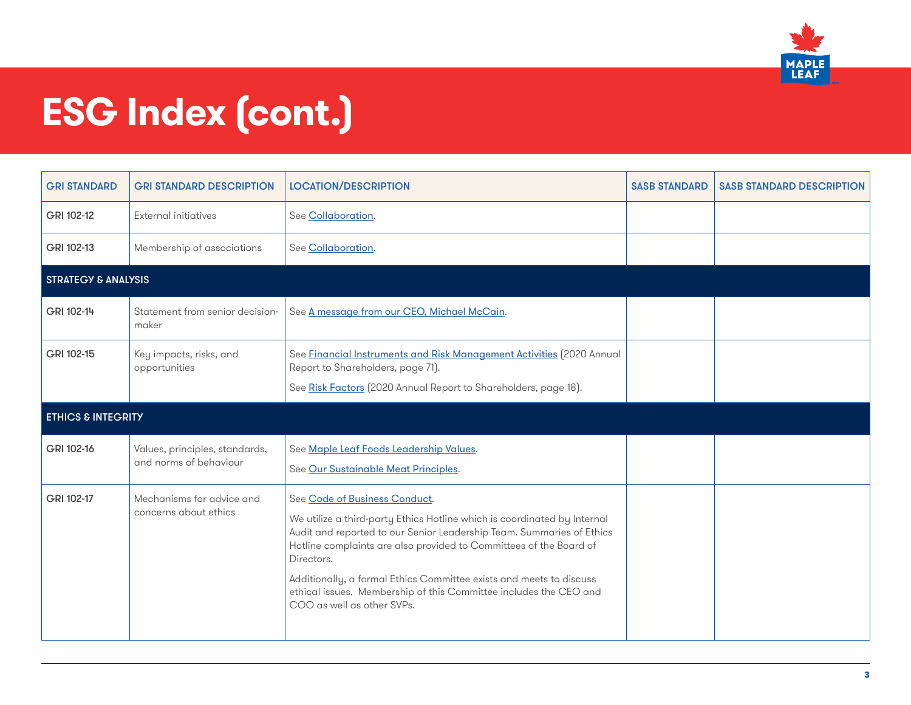# ESG Index (cont.)

| GRI STANDARD | GRI STANDARD DESCRIPTION | LOCATION/DESCRIPTION | SASB STANDARD | SASB STANDARD DESCRIPTION |
|---|---|---|---|---|
| GRI 102-12 | External initiatives | See Collaboration. | | |
| GRI 102-13 | Membership of associations | See Collaboration. | | |
| **STRATEGY & ANALYSIS** | | | | |
| GRI 102-14 | Statement from senior decision-maker | See A message from our CEO, Michael McCain. | | |
| GRI 102-15 | Key impacts, risks, and opportunities | See Financial Instruments and Risk Management Activities (2020 Annual Report to Shareholders, page 71).<br><br>See Risk Factors (2020 Annual Report to Shareholders, page 18). | | |
| **ETHICS & INTEGRITY** | | | | |
| GRI 102-16 | Values, principles, standards, and norms of behaviour | See Maple Leaf Foods Leadership Values.<br><br>See Our Sustainable Meat Principles. | | |
| GRI 102-17 | Mechanisms for advice and concerns about ethics | See Code of Business Conduct.<br><br>We utilize a third-party Ethics Hotline which is coordinated by Internal Audit and reported to our Senior Leadership Team. Summaries of Ethics Hotline complaints are also provided to Committees of the Board of Directors.<br><br>Additionally, a formal Ethics Committee exists and meets to discuss ethical issues. Membership of this Committee includes the CEO and COO as well as other SVPs. | | |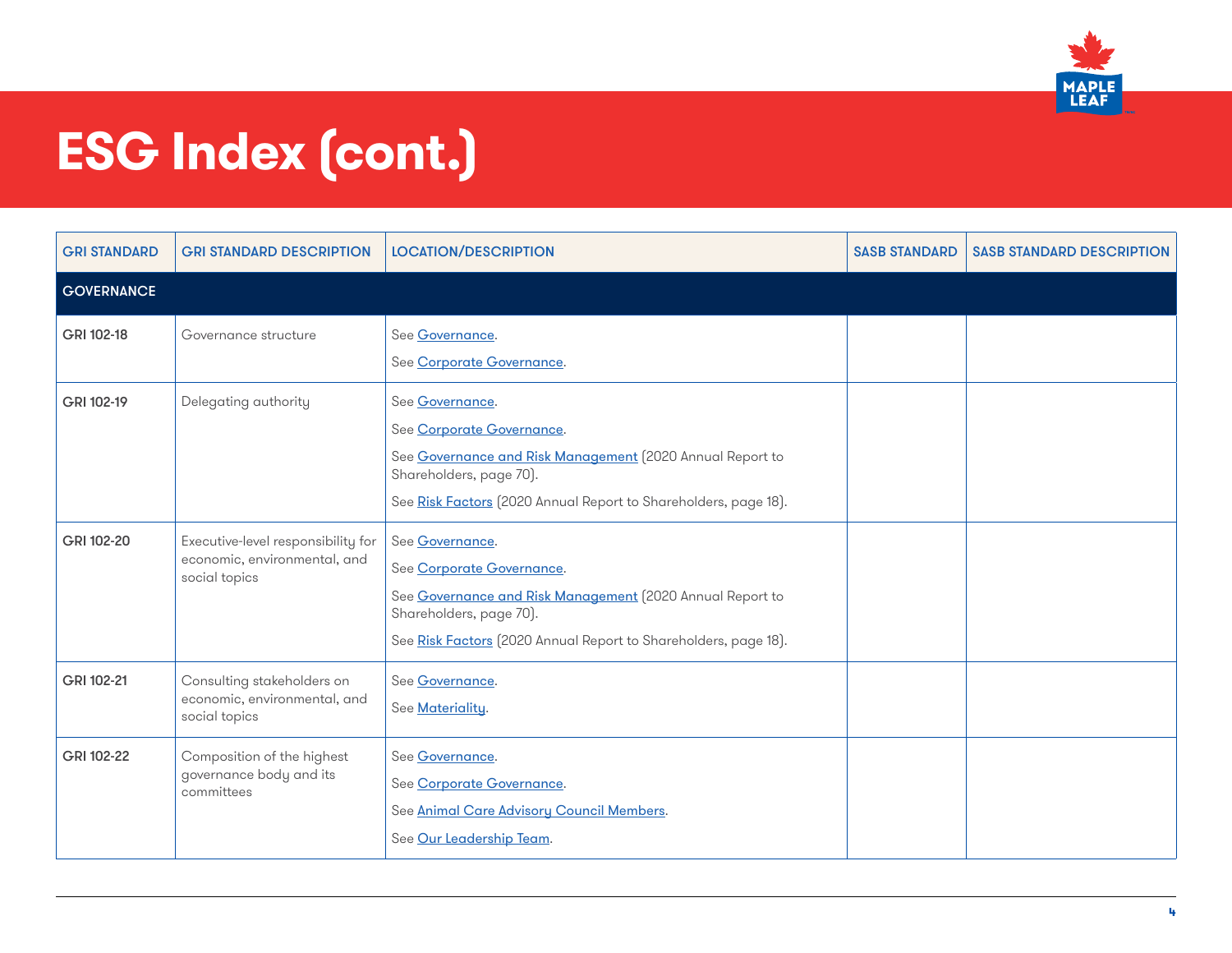# ESG Index (cont.)

| GRI STANDARD | GRI STANDARD DESCRIPTION | LOCATION/DESCRIPTION | SASB STANDARD | SASB STANDARD DESCRIPTION |
|---|---|---|---|---|
| **GOVERNANCE** | | | | |
| GRI 102-18 | Governance structure | See Governance.<br>See Corporate Governance. | | |
| GRI 102-19 | Delegating authority | See Governance.<br>See Corporate Governance.<br>See Governance and Risk Management (2020 Annual Report to Shareholders, page 70).<br>See Risk Factors (2020 Annual Report to Shareholders, page 18). | | |
| GRI 102-20 | Executive-level responsibility for economic, environmental, and social topics | See Governance.<br>See Corporate Governance.<br>See Governance and Risk Management (2020 Annual Report to Shareholders, page 70).<br>See Risk Factors (2020 Annual Report to Shareholders, page 18). | | |
| GRI 102-21 | Consulting stakeholders on economic, environmental, and social topics | See Governance.<br>See Materiality. | | |
| GRI 102-22 | Composition of the highest governance body and its committees | See Governance.<br>See Corporate Governance.<br>See Animal Care Advisory Council Members.<br>See Our Leadership Team. | | |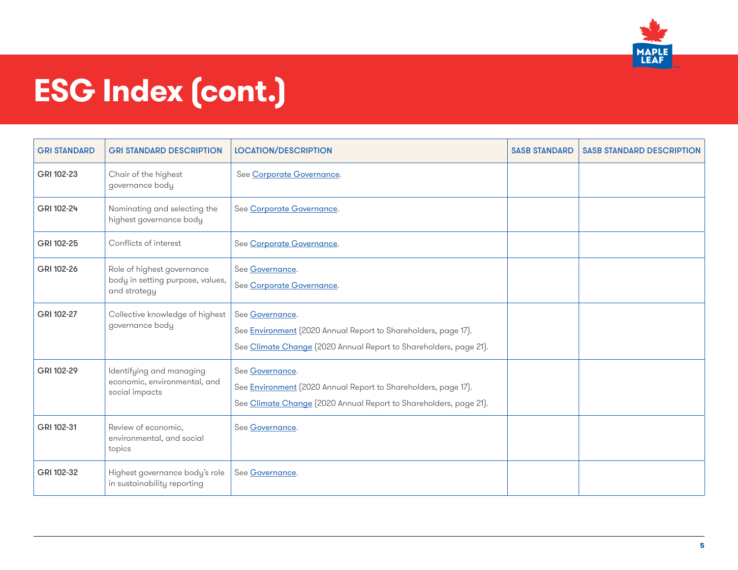# ESG Index (cont.)

| GRI STANDARD | GRI STANDARD DESCRIPTION | LOCATION/DESCRIPTION | SASB STANDARD | SASB STANDARD DESCRIPTION |
|---|---|---|---|---|
| GRI 102-23 | Chair of the highest governance body | See Corporate Governance. | | |
| GRI 102-24 | Nominating and selecting the highest governance body | See Corporate Governance. | | |
| GRI 102-25 | Conflicts of interest | See Corporate Governance. | | |
| GRI 102-26 | Role of highest governance body in setting purpose, values, and strategy | See Governance.<br>See Corporate Governance. | | |
| GRI 102-27 | Collective knowledge of highest governance body | See Governance.<br>See Environment (2020 Annual Report to Shareholders, page 17).<br>See Climate Change (2020 Annual Report to Shareholders, page 21). | | |
| GRI 102-29 | Identifying and managing economic, environmental, and social impacts | See Governance.<br>See Environment (2020 Annual Report to Shareholders, page 17).<br>See Climate Change (2020 Annual Report to Shareholders, page 21). | | |
| GRI 102-31 | Review of economic, environmental, and social topics | See Governance. | | |
| GRI 102-32 | Highest governance body's role in sustainability reporting | See Governance. | | |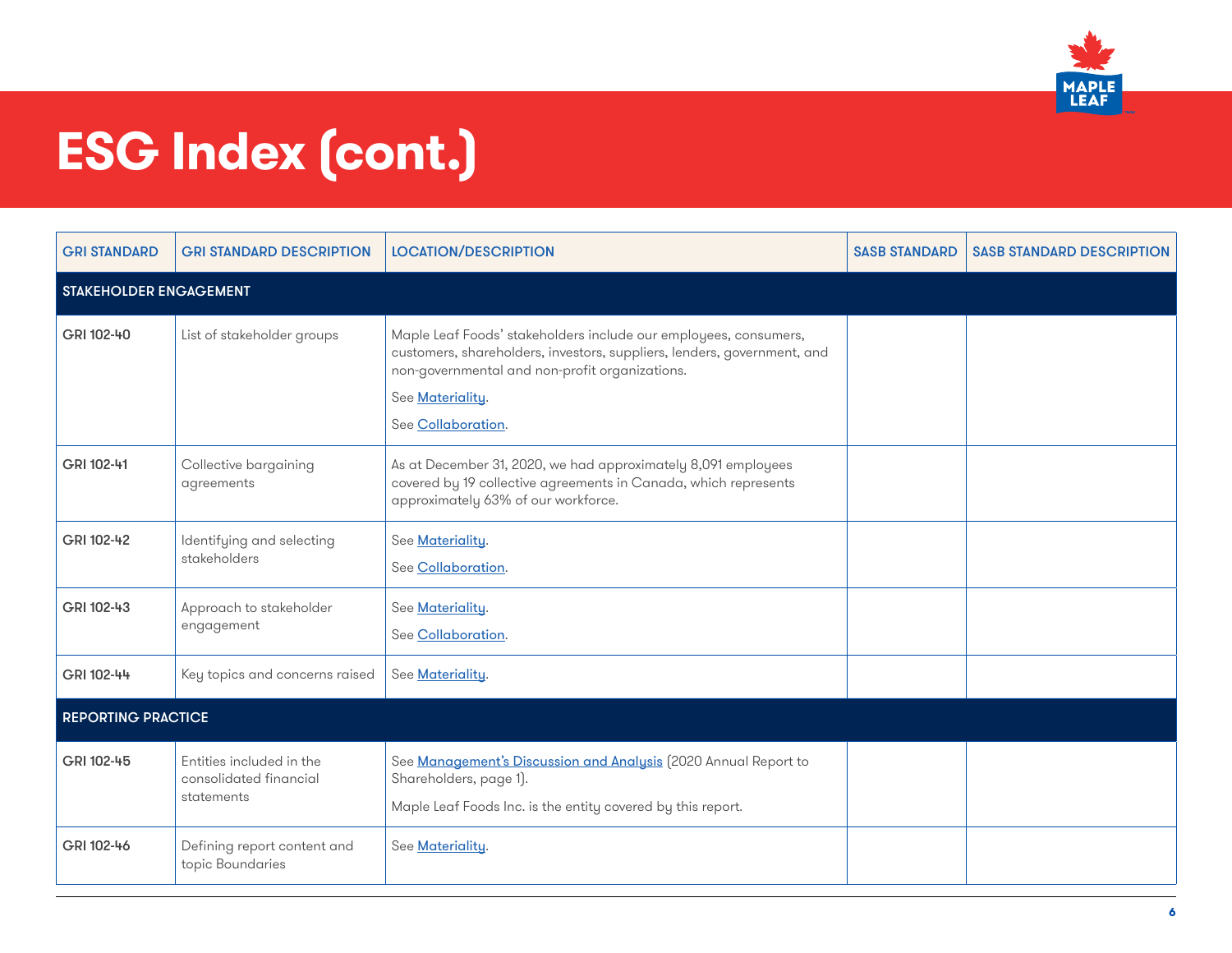# ESG Index (cont.)

| GRI STANDARD | GRI STANDARD DESCRIPTION | LOCATION/DESCRIPTION | SASB STANDARD | SASB STANDARD DESCRIPTION |
|---|---|---|---|---|
| **STAKEHOLDER ENGAGEMENT** | | | | |
| GRI 102-40 | List of stakeholder groups | Maple Leaf Foods' stakeholders include our employees, consumers, customers, shareholders, investors, suppliers, lenders, government, and non-governmental and non-profit organizations.<br><br>See Materiality.<br><br>See Collaboration. | | |
| GRI 102-41 | Collective bargaining agreements | As at December 31, 2020, we had approximately 8,091 employees covered by 19 collective agreements in Canada, which represents approximately 63% of our workforce. | | |
| GRI 102-42 | Identifying and selecting stakeholders | See Materiality.<br><br>See Collaboration. | | |
| GRI 102-43 | Approach to stakeholder engagement | See Materiality.<br><br>See Collaboration. | | |
| GRI 102-44 | Key topics and concerns raised | See Materiality. | | |
| **REPORTING PRACTICE** | | | | |
| GRI 102-45 | Entities included in the consolidated financial statements | See Management's Discussion and Analysis (2020 Annual Report to Shareholders, page 1).<br><br>Maple Leaf Foods Inc. is the entity covered by this report. | | |
| GRI 102-46 | Defining report content and topic Boundaries | See Materiality. | | |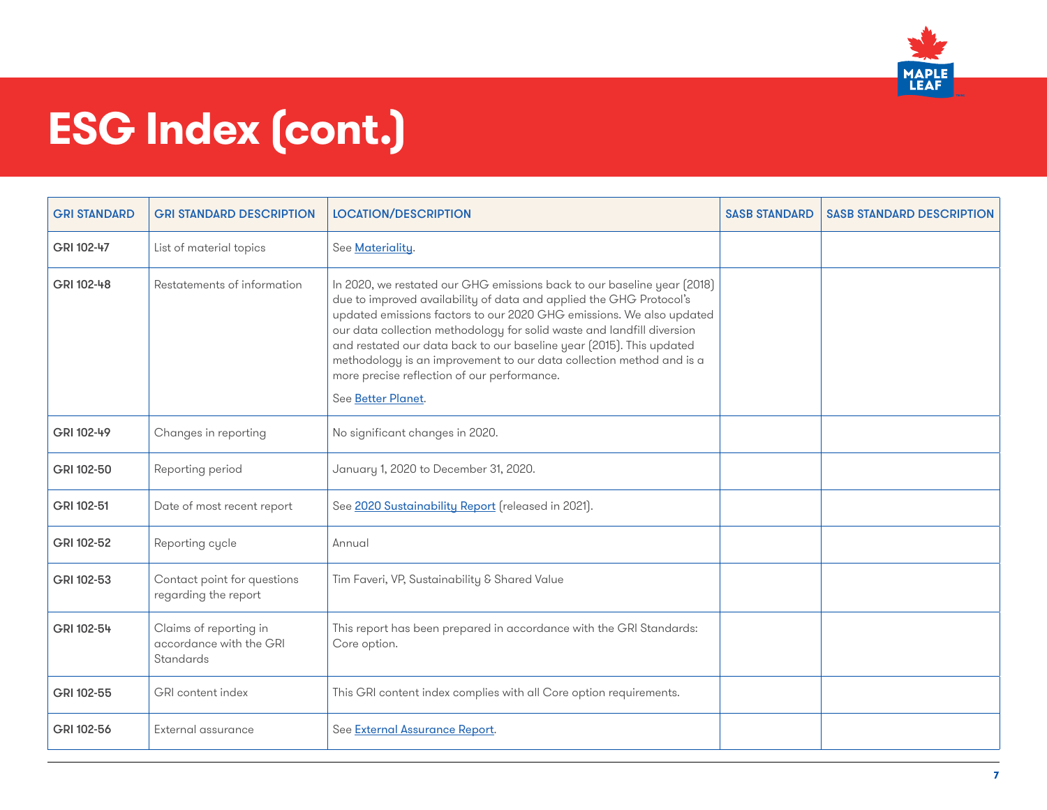# ESG Index (cont.)

| GRI STANDARD | GRI STANDARD DESCRIPTION | LOCATION/DESCRIPTION | SASB STANDARD | SASB STANDARD DESCRIPTION |
|---|---|---|---|---|
| GRI 102-47 | List of material topics | See Materiality. | | |
| GRI 102-48 | Restatements of information | In 2020, we restated our GHG emissions back to our baseline year (2018) due to improved availability of data and applied the GHG Protocol's updated emissions factors to our 2020 GHG emissions. We also updated our data collection methodology for solid waste and landfill diversion and restated our data back to our baseline year (2015). This updated methodology is an improvement to our data collection method and is a more precise reflection of our performance.<br><br>See Better Planet. | | |
| GRI 102-49 | Changes in reporting | No significant changes in 2020. | | |
| GRI 102-50 | Reporting period | January 1, 2020 to December 31, 2020. | | |
| GRI 102-51 | Date of most recent report | See 2020 Sustainability Report (released in 2021). | | |
| GRI 102-52 | Reporting cycle | Annual | | |
| GRI 102-53 | Contact point for questions regarding the report | Tim Faveri, VP, Sustainability & Shared Value | | |
| GRI 102-54 | Claims of reporting in accordance with the GRI Standards | This report has been prepared in accordance with the GRI Standards: Core option. | | |
| GRI 102-55 | GRI content index | This GRI content index complies with all Core option requirements. | | |
| GRI 102-56 | External assurance | See External Assurance Report. | | |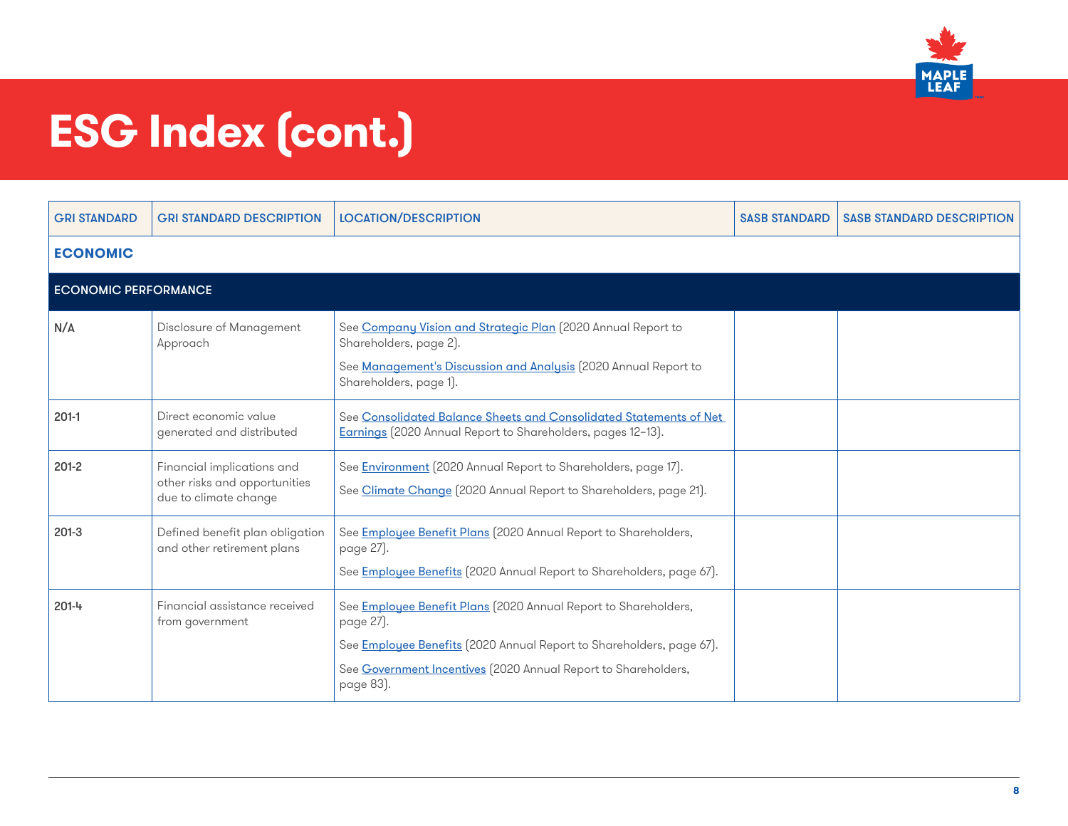# ESG Index (cont.)

| GRI STANDARD | GRI STANDARD DESCRIPTION | LOCATION/DESCRIPTION | SASB STANDARD | SASB STANDARD DESCRIPTION |
|---|---|---|---|---|
| **ECONOMIC** | | | | |
| **ECONOMIC PERFORMANCE** | | | | |
| N/A | Disclosure of Management Approach | See Company Vision and Strategic Plan (2020 Annual Report to Shareholders, page 2).<br><br>See Management's Discussion and Analysis (2020 Annual Report to Shareholders, page 1). | | |
| 201-1 | Direct economic value generated and distributed | See Consolidated Balance Sheets and Consolidated Statements of Net Earnings (2020 Annual Report to Shareholders, pages 12–13). | | |
| 201-2 | Financial implications and other risks and opportunities due to climate change | See Environment (2020 Annual Report to Shareholders, page 17).<br><br>See Climate Change (2020 Annual Report to Shareholders, page 21). | | |
| 201-3 | Defined benefit plan obligation and other retirement plans | See Employee Benefit Plans (2020 Annual Report to Shareholders, page 27).<br><br>See Employee Benefits (2020 Annual Report to Shareholders, page 67). | | |
| 201-4 | Financial assistance received from government | See Employee Benefit Plans (2020 Annual Report to Shareholders, page 27).<br><br>See Employee Benefits (2020 Annual Report to Shareholders, page 67).<br><br>See Government Incentives (2020 Annual Report to Shareholders, page 83). | | |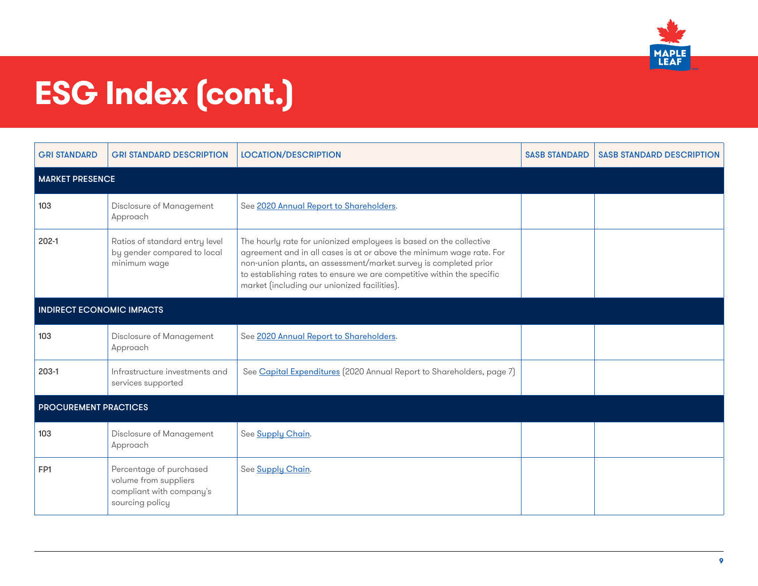# ESG Index (cont.)

| GRI STANDARD | GRI STANDARD DESCRIPTION | LOCATION/DESCRIPTION | SASB STANDARD | SASB STANDARD DESCRIPTION |
|---|---|---|---|---|
| **MARKET PRESENCE** | | | | |
| 103 | Disclosure of Management Approach | See 2020 Annual Report to Shareholders. | | |
| 202-1 | Ratios of standard entry level by gender compared to local minimum wage | The hourly rate for unionized employees is based on the collective agreement and in all cases is at or above the minimum wage rate. For non-union plants, an assessment/market survey is completed prior to establishing rates to ensure we are competitive within the specific market (including our unionized facilities). | | |
| **INDIRECT ECONOMIC IMPACTS** | | | | |
| 103 | Disclosure of Management Approach | See 2020 Annual Report to Shareholders. | | |
| 203-1 | Infrastructure investments and services supported | See Capital Expenditures (2020 Annual Report to Shareholders, page 7) | | |
| **PROCUREMENT PRACTICES** | | | | |
| 103 | Disclosure of Management Approach | See Supply Chain. | | |
| FP1 | Percentage of purchased volume from suppliers compliant with company's sourcing policy | See Supply Chain. | | |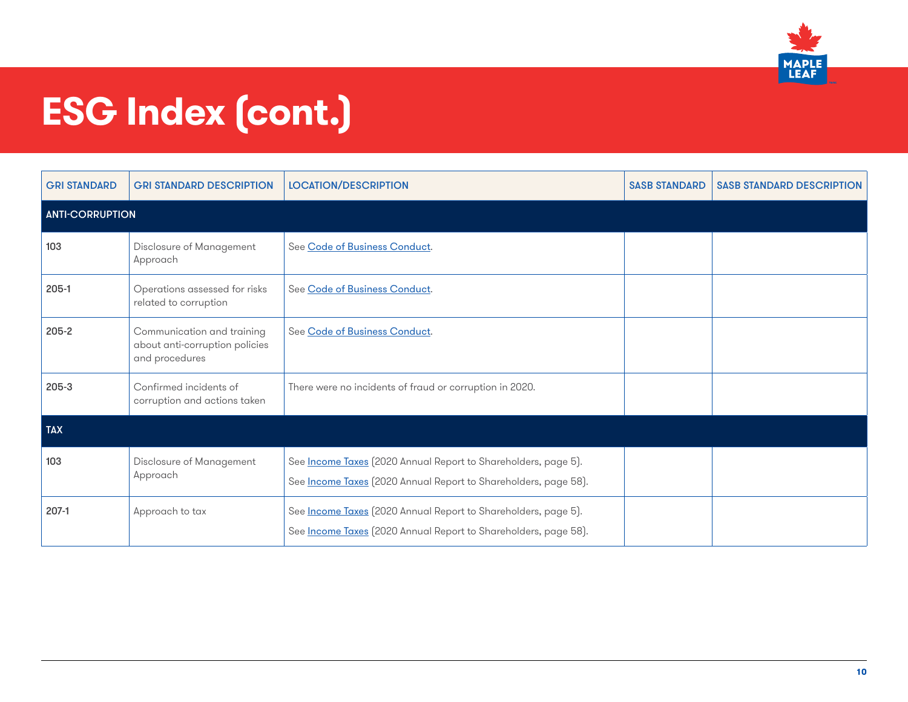# ESG Index (cont.)

| GRI STANDARD | GRI STANDARD DESCRIPTION | LOCATION/DESCRIPTION | SASB STANDARD | SASB STANDARD DESCRIPTION |
|---|---|---|---|---|
| **ANTI-CORRUPTION** | | | | |
| 103 | Disclosure of Management Approach | See Code of Business Conduct. | | |
| 205-1 | Operations assessed for risks related to corruption | See Code of Business Conduct. | | |
| 205-2 | Communication and training about anti-corruption policies and procedures | See Code of Business Conduct. | | |
| 205-3 | Confirmed incidents of corruption and actions taken | There were no incidents of fraud or corruption in 2020. | | |
| **TAX** | | | | |
| 103 | Disclosure of Management Approach | See Income Taxes (2020 Annual Report to Shareholders, page 5).<br>See Income Taxes (2020 Annual Report to Shareholders, page 58). | | |
| 207-1 | Approach to tax | See Income Taxes (2020 Annual Report to Shareholders, page 5).<br>See Income Taxes (2020 Annual Report to Shareholders, page 58). | | |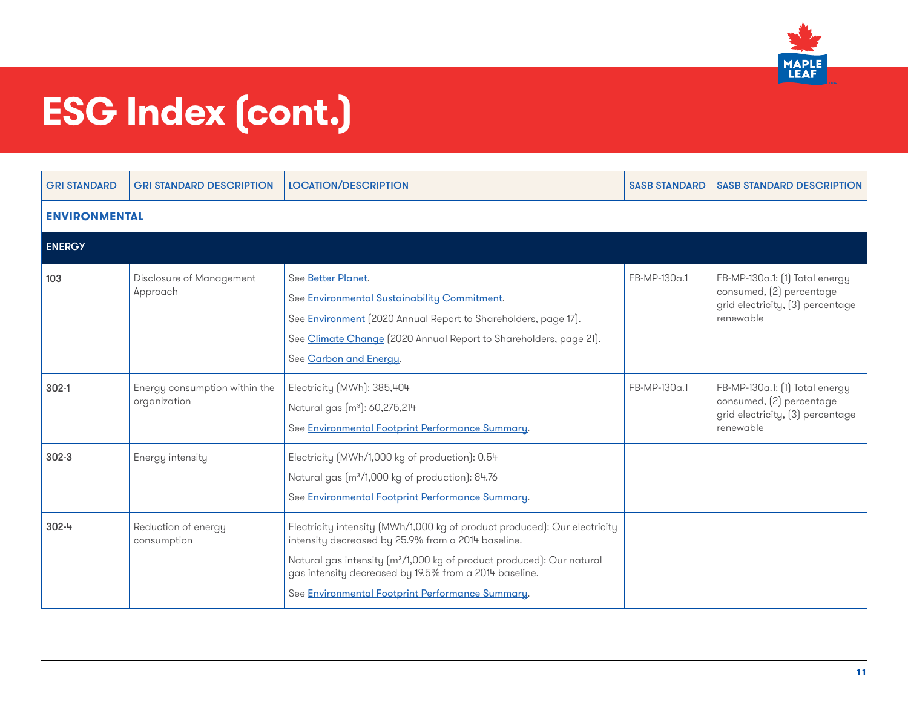# ESG Index (cont.)

| GRI STANDARD | GRI STANDARD DESCRIPTION | LOCATION/DESCRIPTION | SASB STANDARD | SASB STANDARD DESCRIPTION |
|---|---|---|---|---|
| **ENVIRONMENTAL** | | | | |
| **ENERGY** | | | | |
| 103 | Disclosure of Management Approach | See Better Planet.<br>See Environmental Sustainability Commitment.<br>See Environment (2020 Annual Report to Shareholders, page 17).<br>See Climate Change (2020 Annual Report to Shareholders, page 21).<br>See Carbon and Energy. | FB-MP-130a.1 | FB-MP-130a.1: (1) Total energy consumed, (2) percentage grid electricity, (3) percentage renewable |
| 302-1 | Energy consumption within the organization | Electricity (MWh): 385,404<br>Natural gas ($m^3$): 60,275,214<br>See Environmental Footprint Performance Summary. | FB-MP-130a.1 | FB-MP-130a.1: (1) Total energy consumed, (2) percentage grid electricity, (3) percentage renewable |
| 302-3 | Energy intensity | Electricity (MWh/1,000 kg of production): 0.54<br>Natural gas ($m^3$/1,000 kg of production): 84.76<br>See Environmental Footprint Performance Summary. | | |
| 302-4 | Reduction of energy consumption | Electricity intensity (MWh/1,000 kg of product produced): Our electricity intensity decreased by 25.9% from a 2014 baseline.<br>Natural gas intensity ($m^3$/1,000 kg of product produced): Our natural gas intensity decreased by 19.5% from a 2014 baseline.<br>See Environmental Footprint Performance Summary. | | |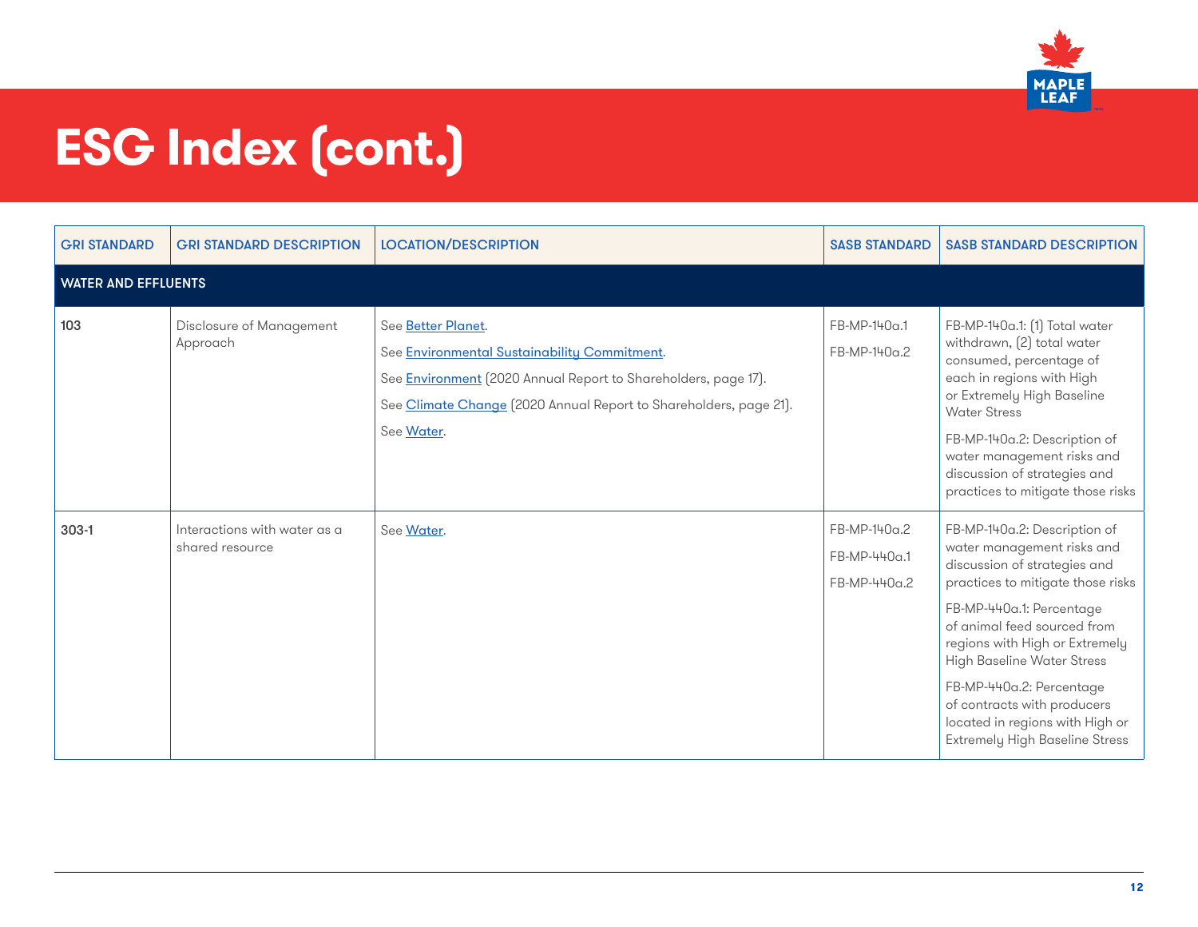# ESG Index (cont.)

| GRI STANDARD | GRI STANDARD DESCRIPTION | LOCATION/DESCRIPTION | SASB STANDARD | SASB STANDARD DESCRIPTION |
|---|---|---|---|---|
| **WATER AND EFFLUENTS** | | | | |
| 103 | Disclosure of Management Approach | See Better Planet.<br>See Environmental Sustainability Commitment.<br>See Environment (2020 Annual Report to Shareholders, page 17).<br>See Climate Change (2020 Annual Report to Shareholders, page 21).<br>See Water. | FB-MP-140a.1<br>FB-MP-140a.2 | FB-MP-140a.1: (1) Total water withdrawn, (2) total water consumed, percentage of each in regions with High or Extremely High Baseline Water Stress<br>FB-MP-140a.2: Description of water management risks and discussion of strategies and practices to mitigate those risks |
| 303-1 | Interactions with water as a shared resource | See Water. | FB-MP-140a.2<br>FB-MP-440a.1<br>FB-MP-440a.2 | FB-MP-140a.2: Description of water management risks and discussion of strategies and practices to mitigate those risks<br>FB-MP-440a.1: Percentage of animal feed sourced from regions with High or Extremely High Baseline Water Stress<br>FB-MP-440a.2: Percentage of contracts with producers located in regions with High or Extremely High Baseline Stress |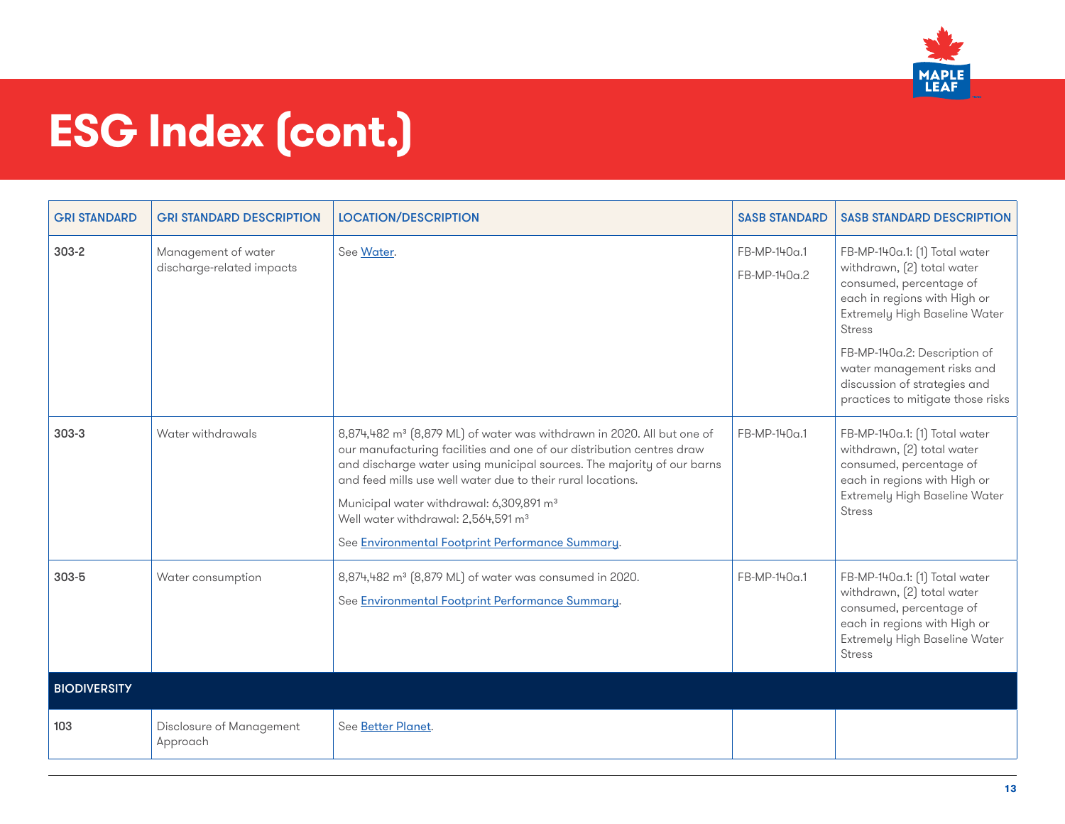# ESG Index (cont.)

| GRI STANDARD | GRI STANDARD DESCRIPTION | LOCATION/DESCRIPTION | SASB STANDARD | SASB STANDARD DESCRIPTION |
|---|---|---|---|---|
| 303-2 | Management of water discharge-related impacts | See Water. | FB-MP-140a.1<br>FB-MP-140a.2 | FB-MP-140a.1: (1) Total water withdrawn, (2) total water consumed, percentage of each in regions with High or Extremely High Baseline Water Stress<br>FB-MP-140a.2: Description of water management risks and discussion of strategies and practices to mitigate those risks |
| 303-3 | Water withdrawals | 8,874,482 m³ (8,879 ML) of water was withdrawn in 2020. All but one of our manufacturing facilities and one of our distribution centres draw and discharge water using municipal sources. The majority of our barns and feed mills use well water due to their rural locations.<br>Municipal water withdrawal: 6,309,891 m³<br>Well water withdrawal: 2,564,591 m³<br>See Environmental Footprint Performance Summary. | FB-MP-140a.1 | FB-MP-140a.1: (1) Total water withdrawn, (2) total water consumed, percentage of each in regions with High or Extremely High Baseline Water Stress |
| 303-5 | Water consumption | 8,874,482 m³ (8,879 ML) of water was consumed in 2020.<br>See Environmental Footprint Performance Summary. | FB-MP-140a.1 | FB-MP-140a.1: (1) Total water withdrawn, (2) total water consumed, percentage of each in regions with High or Extremely High Baseline Water Stress |
| **BIODIVERSITY** | | | | |
| 103 | Disclosure of Management Approach | See Better Planet. | | |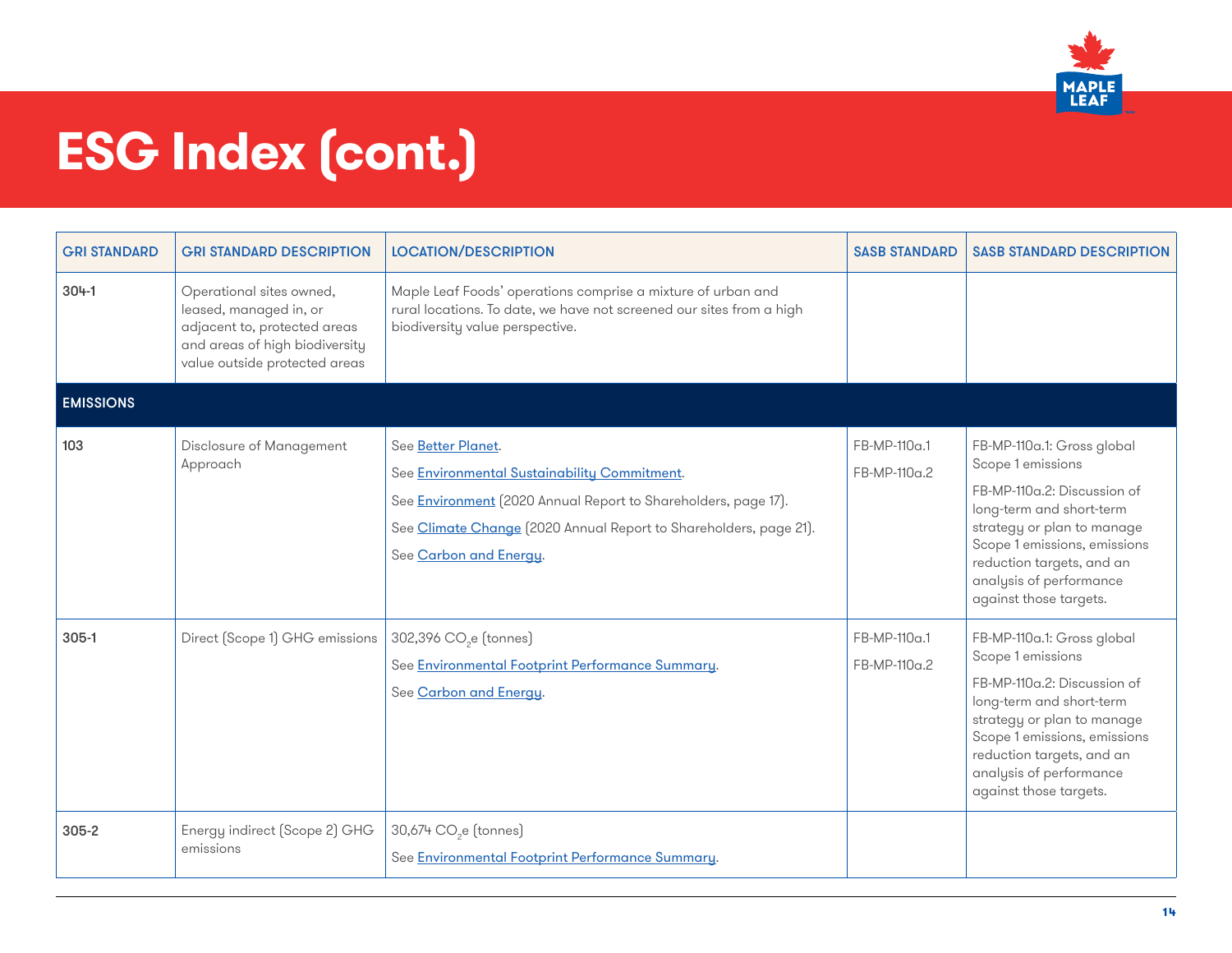# ESG Index (cont.)

| GRI STANDARD | GRI STANDARD DESCRIPTION | LOCATION/DESCRIPTION | SASB STANDARD | SASB STANDARD DESCRIPTION |
|---|---|---|---|---|
| 304-1 | Operational sites owned, leased, managed in, or adjacent to, protected areas and areas of high biodiversity value outside protected areas | Maple Leaf Foods' operations comprise a mixture of urban and rural locations. To date, we have not screened our sites from a high biodiversity value perspective. | | |
| **EMISSIONS** | | | | |
| 103 | Disclosure of Management Approach | See Better Planet.<br>See Environmental Sustainability Commitment.<br>See Environment (2020 Annual Report to Shareholders, page 17).<br>See Climate Change (2020 Annual Report to Shareholders, page 21).<br>See Carbon and Energy. | FB-MP-110a.1<br>FB-MP-110a.2 | FB-MP-110a.1: Gross global Scope 1 emissions<br>FB-MP-110a.2: Discussion of long-term and short-term strategy or plan to manage Scope 1 emissions, emissions reduction targets, and an analysis of performance against those targets. |
| 305-1 | Direct (Scope 1) GHG emissions | 302,396 $CO_2e$ (tonnes)<br>See Environmental Footprint Performance Summary.<br>See Carbon and Energy. | FB-MP-110a.1<br>FB-MP-110a.2 | FB-MP-110a.1: Gross global Scope 1 emissions<br>FB-MP-110a.2: Discussion of long-term and short-term strategy or plan to manage Scope 1 emissions, emissions reduction targets, and an analysis of performance against those targets. |
| 305-2 | Energy indirect (Scope 2) GHG emissions | 30,674 $CO_2e$ (tonnes)<br>See Environmental Footprint Performance Summary. | | |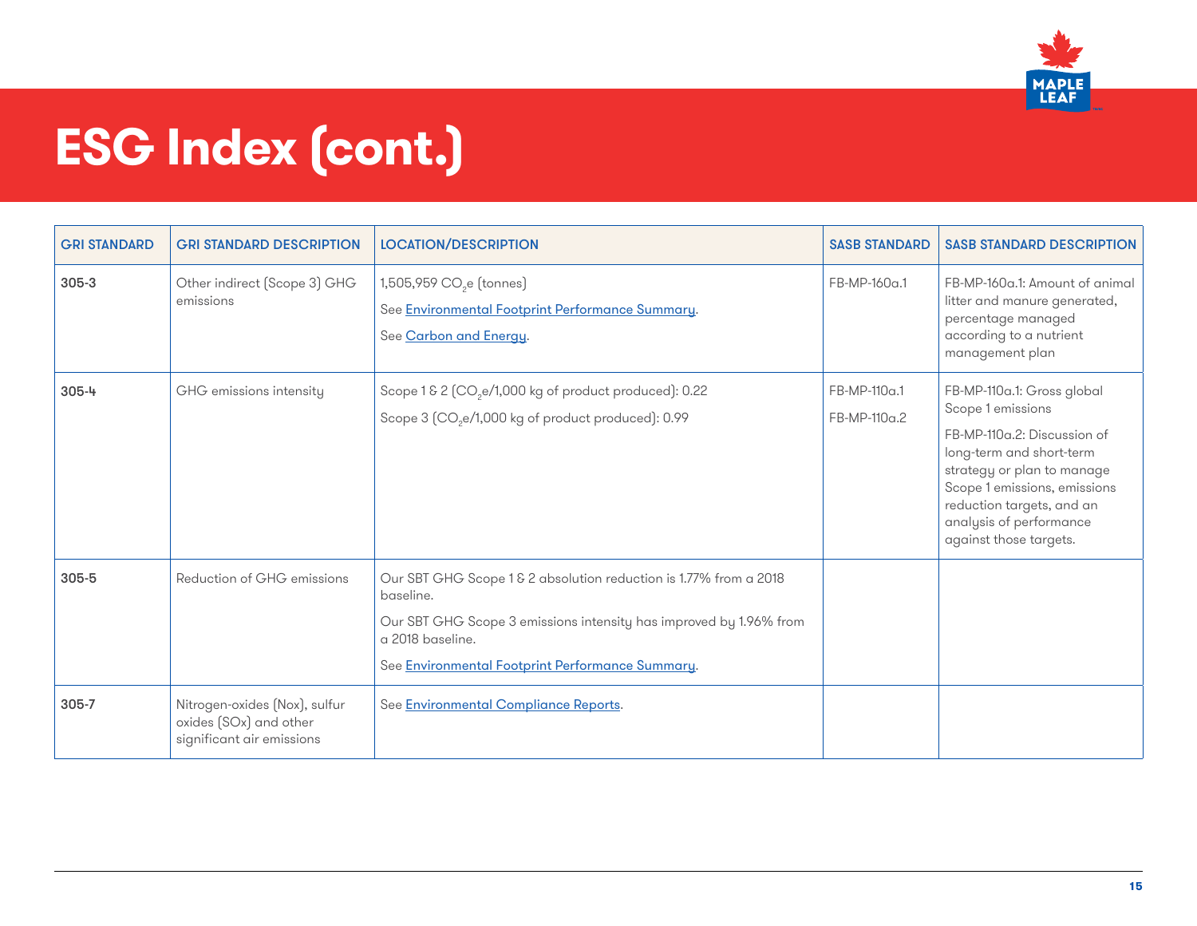# ESG Index (cont.)

| GRI STANDARD | GRI STANDARD DESCRIPTION | LOCATION/DESCRIPTION | SASB STANDARD | SASB STANDARD DESCRIPTION |
|---|---|---|---|---|
| **305-3** | Other indirect (Scope 3) GHG emissions | 1,505,959 $CO_2e$ (tonnes)<br>See Environmental Footprint Performance Summary.<br>See Carbon and Energy. | FB-MP-160a.1 | FB-MP-160a.1: Amount of animal litter and manure generated, percentage managed according to a nutrient management plan |
| **305-4** | GHG emissions intensity | Scope 1 & 2 ($CO_2e$/1,000 kg of product produced): 0.22<br>Scope 3 ($CO_2e$/1,000 kg of product produced): 0.99 | FB-MP-110a.1<br>FB-MP-110a.2 | FB-MP-110a.1: Gross global Scope 1 emissions<br>FB-MP-110a.2: Discussion of long-term and short-term strategy or plan to manage Scope 1 emissions, emissions reduction targets, and an analysis of performance against those targets. |
| **305-5** | Reduction of GHG emissions | Our SBT GHG Scope 1 & 2 absolution reduction is 1.77% from a 2018 baseline.<br>Our SBT GHG Scope 3 emissions intensity has improved by 1.96% from a 2018 baseline.<br>See Environmental Footprint Performance Summary. | | |
| **305-7** | Nitrogen-oxides (Nox), sulfur oxides (SOx) and other significant air emissions | See Environmental Compliance Reports. | | |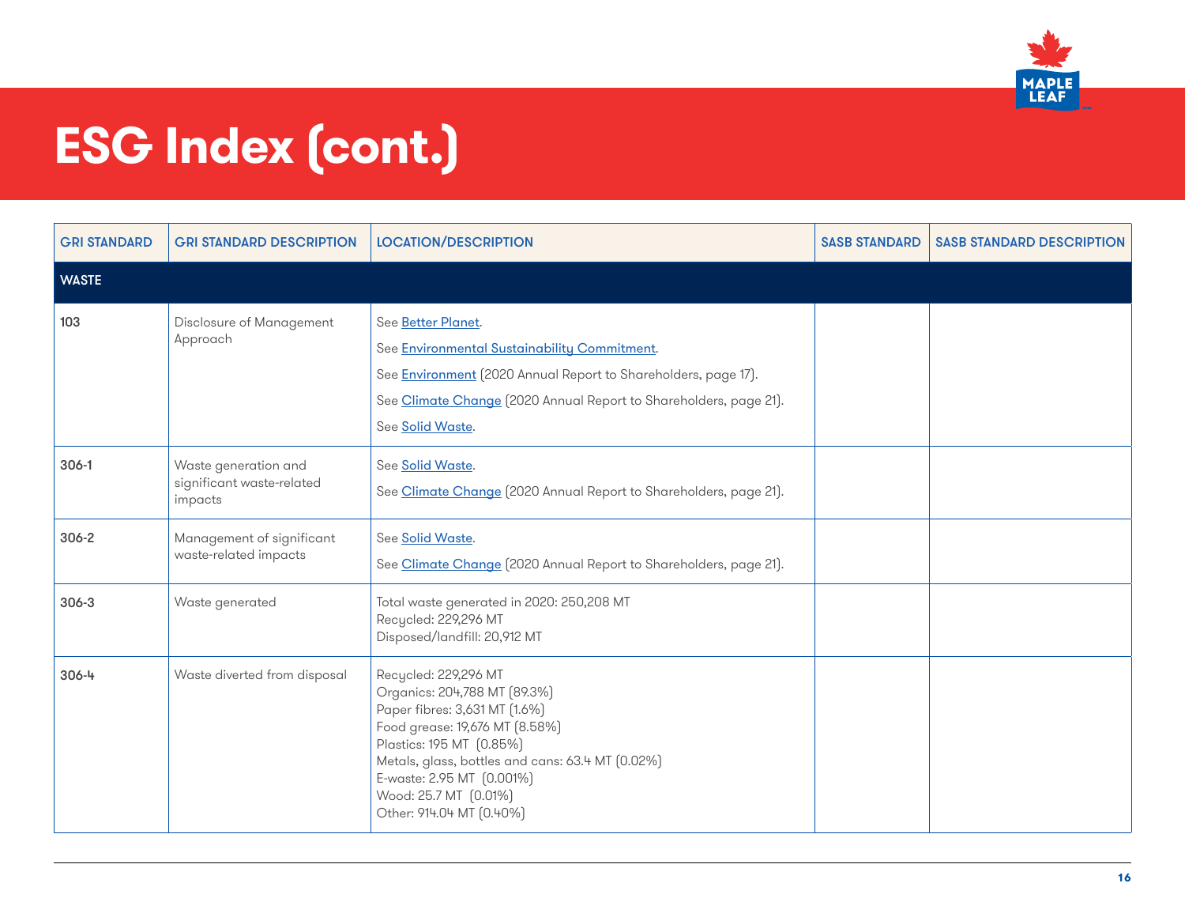# ESG Index (cont.)

| GRI STANDARD | GRI STANDARD DESCRIPTION | LOCATION/DESCRIPTION | SASB STANDARD | SASB STANDARD DESCRIPTION |
|---|---|---|---|---|
| **WASTE** | | | | |
| 103 | Disclosure of Management Approach | See Better Planet.<br>See Environmental Sustainability Commitment.<br>See Environment (2020 Annual Report to Shareholders, page 17).<br>See Climate Change (2020 Annual Report to Shareholders, page 21).<br>See Solid Waste. | | |
| 306-1 | Waste generation and significant waste-related impacts | See Solid Waste.<br>See Climate Change (2020 Annual Report to Shareholders, page 21). | | |
| 306-2 | Management of significant waste-related impacts | See Solid Waste.<br>See Climate Change (2020 Annual Report to Shareholders, page 21). | | |
| 306-3 | Waste generated | Total waste generated in 2020: 250,208 MT<br>Recycled: 229,296 MT<br>Disposed/landfill: 20,912 MT | | |
| 306-4 | Waste diverted from disposal | Recycled: 229,296 MT<br>Organics: 204,788 MT (89.3%)<br>Paper fibres: 3,631 MT (1.6%)<br>Food grease: 19,676 MT (8.58%)<br>Plastics: 195 MT (0.85%)<br>Metals, glass, bottles and cans: 63.4 MT (0.02%)<br>E-waste: 2.95 MT (0.001%)<br>Wood: 25.7 MT (0.01%)<br>Other: 914.04 MT (0.40%) | | |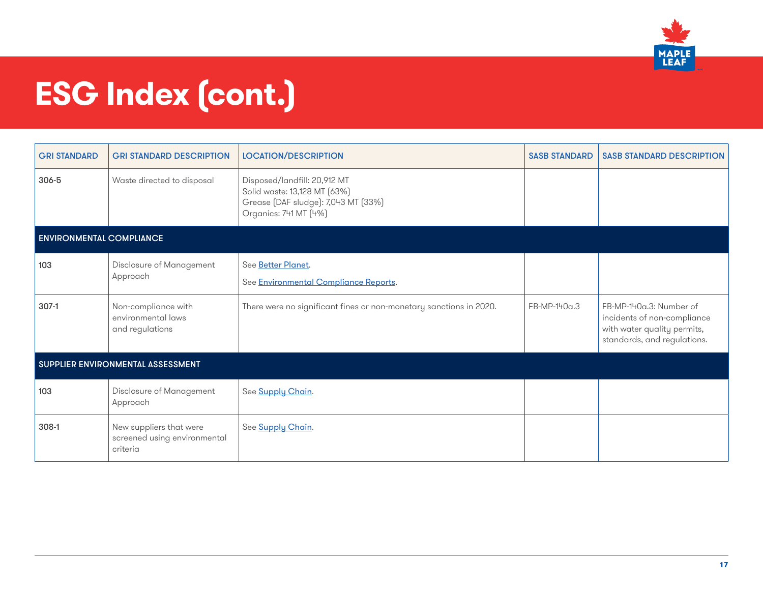# ESG Index (cont.)

| GRI STANDARD | GRI STANDARD DESCRIPTION | LOCATION/DESCRIPTION | SASB STANDARD | SASB STANDARD DESCRIPTION |
|---|---|---|---|---|
| 306-5 | Waste directed to disposal | Disposed/landfill: 20,912 MT<br>Solid waste: 13,128 MT (63%)<br>Grease (DAF sludge): 7,043 MT (33%)<br>Organics: 741 MT (4%) | | |
| **ENVIRONMENTAL COMPLIANCE** | | | | |
| 103 | Disclosure of Management Approach | See Better Planet.<br>See Environmental Compliance Reports. | | |
| 307-1 | Non-compliance with environmental laws and regulations | There were no significant fines or non-monetary sanctions in 2020. | FB-MP-140a.3 | FB-MP-140a.3: Number of incidents of non-compliance with water quality permits, standards, and regulations. |
| **SUPPLIER ENVIRONMENTAL ASSESSMENT** | | | | |
| 103 | Disclosure of Management Approach | See Supply Chain. | | |
| 308-1 | New suppliers that were screened using environmental criteria | See Supply Chain. | | |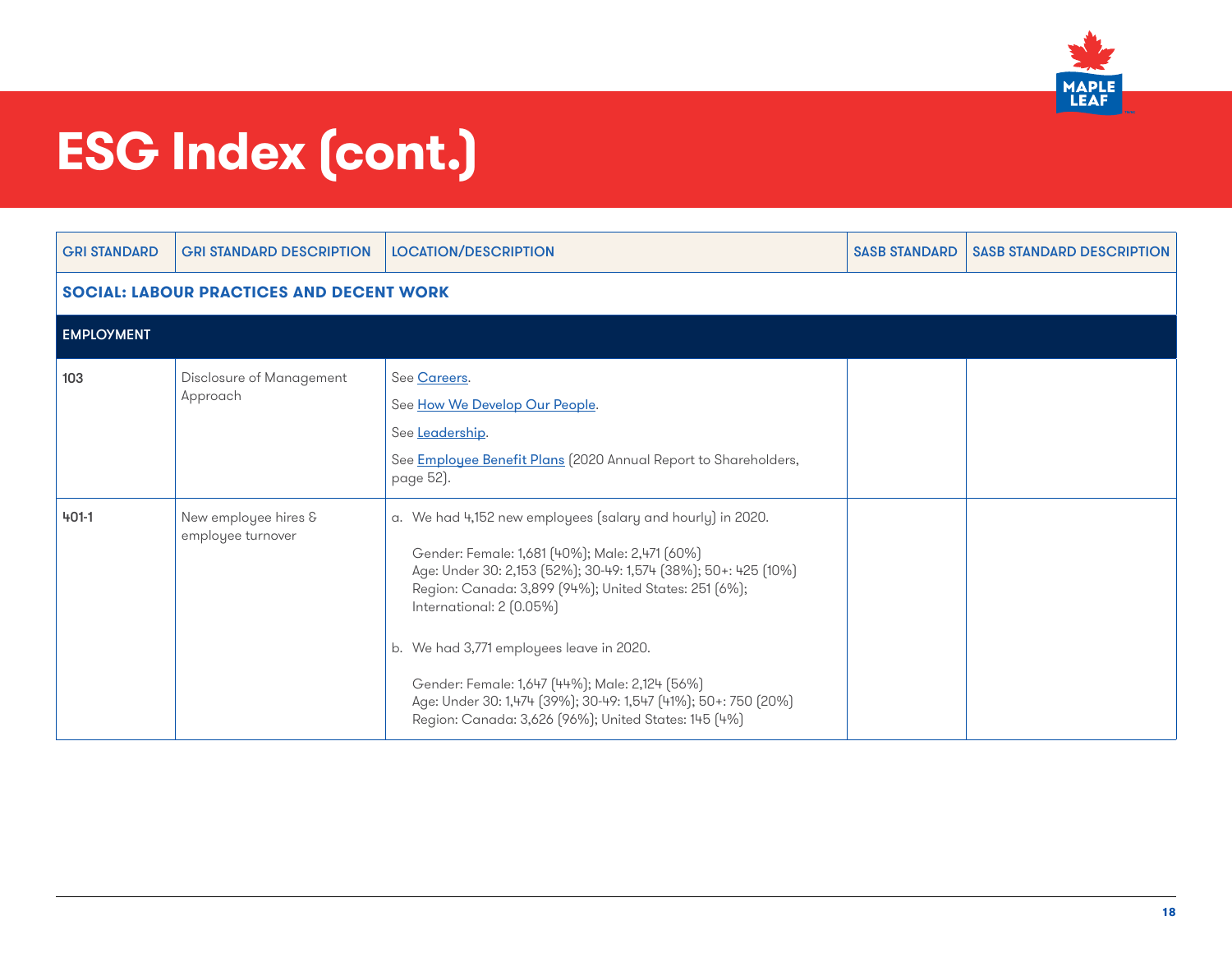# ESG Index (cont.)

| GRI STANDARD | GRI STANDARD DESCRIPTION | LOCATION/DESCRIPTION | SASB STANDARD | SASB STANDARD DESCRIPTION |
|---|---|---|---|---|
| **SOCIAL: LABOUR PRACTICES AND DECENT WORK** | | | | |
| **EMPLOYMENT** | | | | |
| 103 | Disclosure of Management Approach | See Careers.<br>See How We Develop Our People.<br>See Leadership.<br>See Employee Benefit Plans (2020 Annual Report to Shareholders, page 52). | | |
| 401-1 | New employee hires & employee turnover | a. We had 4,152 new employees (salary and hourly) in 2020.<br><br>Gender: Female: 1,681 (40%); Male: 2,471 (60%)<br>Age: Under 30: 2,153 (52%); 30-49: 1,574 (38%); 50+: 425 (10%)<br>Region: Canada: 3,899 (94%); United States: 251 (6%); International: 2 (0.05%)<br><br>b. We had 3,771 employees leave in 2020.<br><br>Gender: Female: 1,647 (44%); Male: 2,124 (56%)<br>Age: Under 30: 1,474 (39%); 30-49: 1,547 (41%); 50+: 750 (20%)<br>Region: Canada: 3,626 (96%); United States: 145 (4%) | | |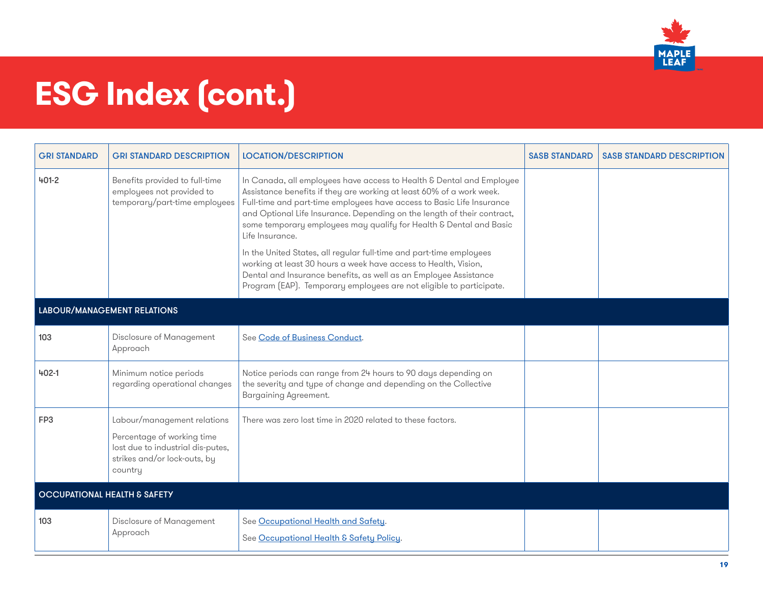# ESG Index (cont.)

| GRI STANDARD | GRI STANDARD DESCRIPTION | LOCATION/DESCRIPTION | SASB STANDARD | SASB STANDARD DESCRIPTION |
|---|---|---|---|---|
| 401-2 | Benefits provided to full-time employees not provided to temporary/part-time employees | In Canada, all employees have access to Health & Dental and Employee Assistance benefits if they are working at least 60% of a work week. Full-time and part-time employees have access to Basic Life Insurance and Optional Life Insurance. Depending on the length of their contract, some temporary employees may qualify for Health & Dental and Basic Life Insurance.<br><br>In the United States, all regular full-time and part-time employees working at least 30 hours a week have access to Health, Vision, Dental and Insurance benefits, as well as an Employee Assistance Program (EAP). Temporary employees are not eligible to participate. | | |
| **LABOUR/MANAGEMENT RELATIONS** | | | | |
| 103 | Disclosure of Management Approach | See Code of Business Conduct. | | |
| 402-1 | Minimum notice periods regarding operational changes | Notice periods can range from 24 hours to 90 days depending on the severity and type of change and depending on the Collective Bargaining Agreement. | | |
| FP3 | Labour/management relations<br><br>Percentage of working time lost due to industrial dis-putes, strikes and/or lock-outs, by country | There was zero lost time in 2020 related to these factors. | | |
| **OCCUPATIONAL HEALTH & SAFETY** | | | | |
| 103 | Disclosure of Management Approach | See Occupational Health and Safety.<br><br>See Occupational Health & Safety Policy. | | |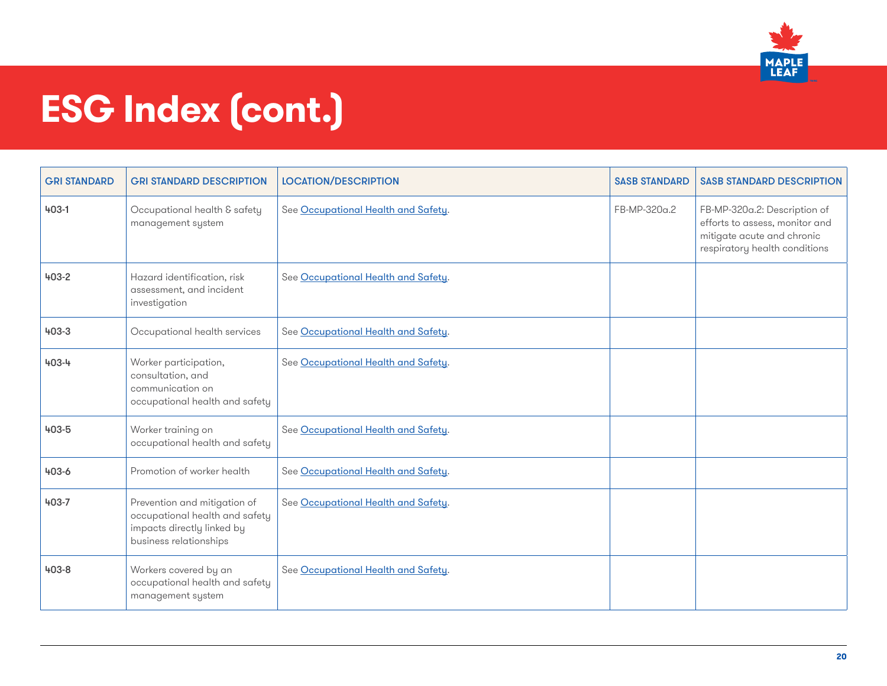# ESG Index (cont.)

| GRI STANDARD | GRI STANDARD DESCRIPTION | LOCATION/DESCRIPTION | SASB STANDARD | SASB STANDARD DESCRIPTION |
|---|---|---|---|---|
| 403-1 | Occupational health & safety management system | See Occupational Health and Safety. | FB-MP-320a.2 | FB-MP-320a.2: Description of efforts to assess, monitor and mitigate acute and chronic respiratory health conditions |
| 403-2 | Hazard identification, risk assessment, and incident investigation | See Occupational Health and Safety. | | |
| 403-3 | Occupational health services | See Occupational Health and Safety. | | |
| 403-4 | Worker participation, consultation, and communication on occupational health and safety | See Occupational Health and Safety. | | |
| 403-5 | Worker training on occupational health and safety | See Occupational Health and Safety. | | |
| 403-6 | Promotion of worker health | See Occupational Health and Safety. | | |
| 403-7 | Prevention and mitigation of occupational health and safety impacts directly linked by business relationships | See Occupational Health and Safety. | | |
| 403-8 | Workers covered by an occupational health and safety management system | See Occupational Health and Safety. | | |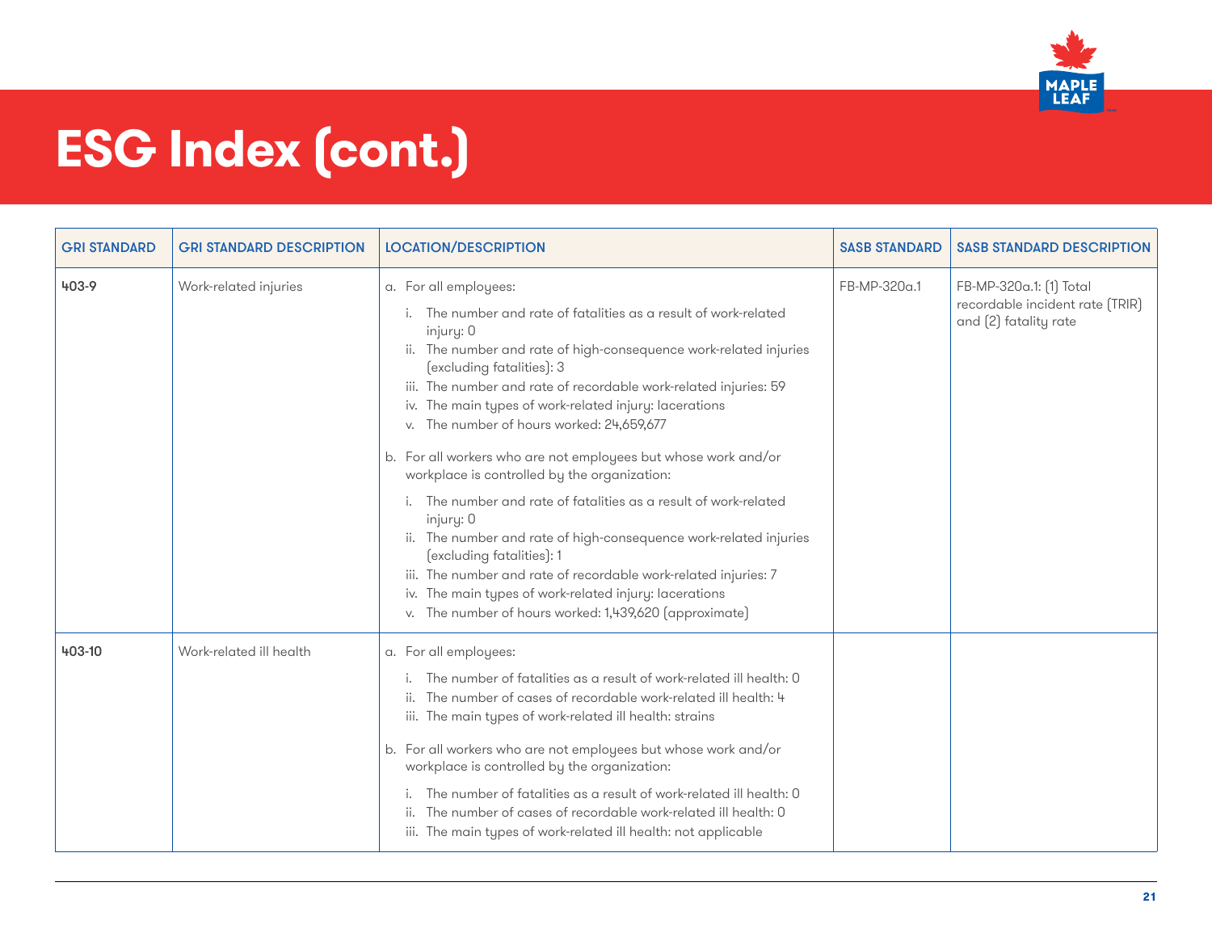# ESG Index (cont.)

| GRI STANDARD | GRI STANDARD DESCRIPTION | LOCATION/DESCRIPTION | SASB STANDARD | SASB STANDARD DESCRIPTION |
|---|---|---|---|---|
| 403-9 | Work-related injuries | a. For all employees:<br>i. The number and rate of fatalities as a result of work-related injury: 0<br>ii. The number and rate of high-consequence work-related injuries (excluding fatalities): 3<br>iii. The number and rate of recordable work-related injuries: 59<br>iv. The main types of work-related injury: lacerations<br>v. The number of hours worked: 24,659,677<br>b. For all workers who are not employees but whose work and/or workplace is controlled by the organization:<br>i. The number and rate of fatalities as a result of work-related injury: 0<br>ii. The number and rate of high-consequence work-related injuries (excluding fatalities): 1<br>iii. The number and rate of recordable work-related injuries: 7<br>iv. The main types of work-related injury: lacerations<br>v. The number of hours worked: 1,439,620 (approximate) | FB-MP-320a.1 | FB-MP-320a.1: (1) Total recordable incident rate (TRIR) and (2) fatality rate |
| 403-10 | Work-related ill health | a. For all employees:<br>i. The number of fatalities as a result of work-related ill health: 0<br>ii. The number of cases of recordable work-related ill health: 4<br>iii. The main types of work-related ill health: strains<br>b. For all workers who are not employees but whose work and/or workplace is controlled by the organization:<br>i. The number of fatalities as a result of work-related ill health: 0<br>ii. The number of cases of recordable work-related ill health: 0<br>iii. The main types of work-related ill health: not applicable | | |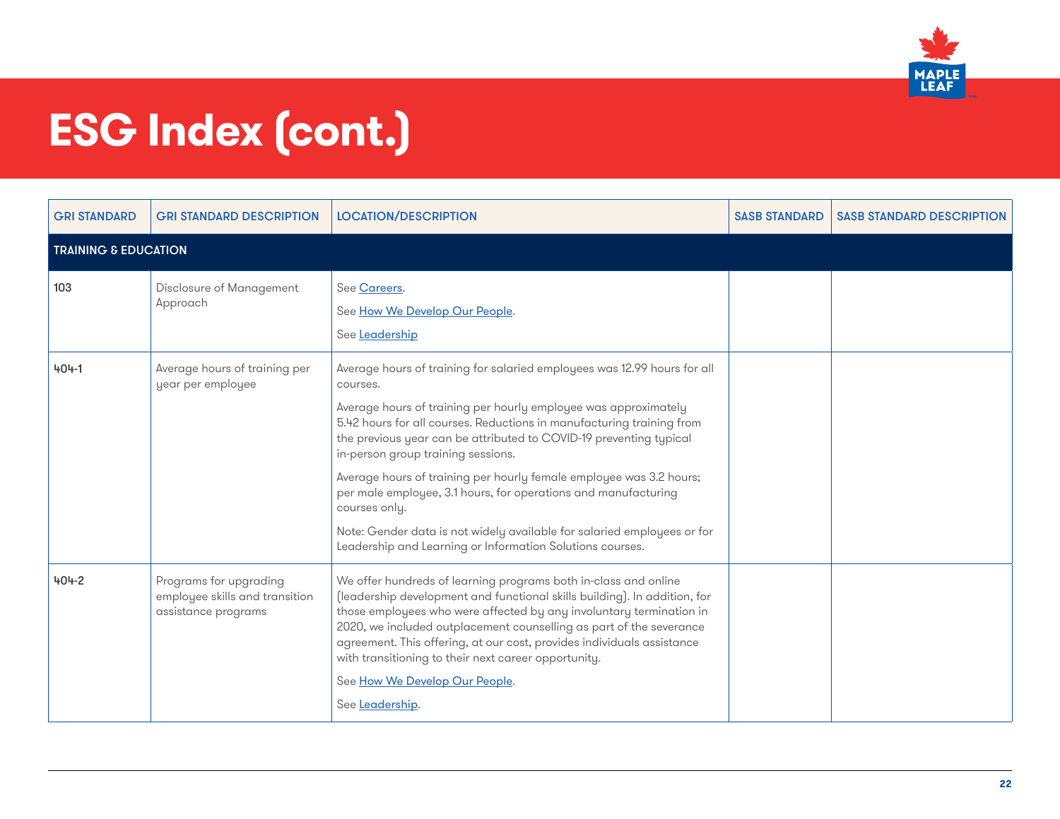# ESG Index (cont.)

| GRI STANDARD | GRI STANDARD DESCRIPTION | LOCATION/DESCRIPTION | SASB STANDARD | SASB STANDARD DESCRIPTION |
|---|---|---|---|---|
| **TRAINING & EDUCATION** | | | | |
| 103 | Disclosure of Management Approach | See Careers.<br>See How We Develop Our People.<br>See Leadership | | |
| 404-1 | Average hours of training per year per employee | Average hours of training for salaried employees was 12.99 hours for all courses.<br>Average hours of training per hourly employee was approximately 5.42 hours for all courses. Reductions in manufacturing training from the previous year can be attributed to COVID-19 preventing typical in-person group training sessions.<br>Average hours of training per hourly female employee was 3.2 hours; per male employee, 3.1 hours, for operations and manufacturing courses only.<br>Note: Gender data is not widely available for salaried employees or for Leadership and Learning or Information Solutions courses. | | |
| 404-2 | Programs for upgrading employee skills and transition assistance programs | We offer hundreds of learning programs both in-class and online (leadership development and functional skills building). In addition, for those employees who were affected by any involuntary termination in 2020, we included outplacement counselling as part of the severance agreement. This offering, at our cost, provides individuals assistance with transitioning to their next career opportunity.<br>See How We Develop Our People.<br>See Leadership. | | |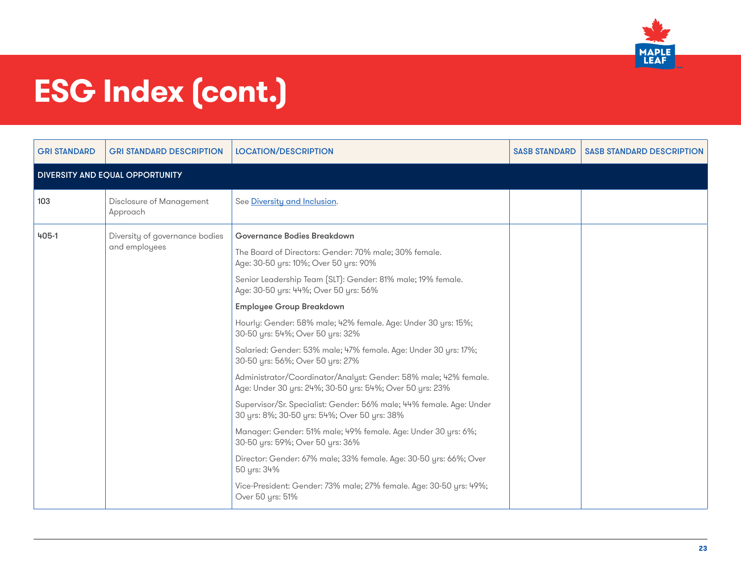# ESG Index (cont.)

| GRI STANDARD | GRI STANDARD DESCRIPTION | LOCATION/DESCRIPTION | SASB STANDARD | SASB STANDARD DESCRIPTION |
|---|---|---|---|---|
| **DIVERSITY AND EQUAL OPPORTUNITY** | | | | |
| 103 | Disclosure of Management Approach | See [Diversity and Inclusion](). | | |
| 405-1 | Diversity of governance bodies and employees | **Governance Bodies Breakdown**<br>The Board of Directors: Gender: 70% male; 30% female. Age: 30-50 yrs: 10%; Over 50 yrs: 90%<br>Senior Leadership Team (SLT): Gender: 81% male; 19% female. Age: 30-50 yrs: 44%; Over 50 yrs: 56%<br>**Employee Group Breakdown**<br>Hourly: Gender: 58% male; 42% female. Age: Under 30 yrs: 15%; 30-50 yrs: 54%; Over 50 yrs: 32%<br>Salaried: Gender: 53% male; 47% female. Age: Under 30 yrs: 17%; 30-50 yrs: 56%; Over 50 yrs: 27%<br>Administrator/Coordinator/Analyst: Gender: 58% male; 42% female. Age: Under 30 yrs: 24%; 30-50 yrs: 54%; Over 50 yrs: 23%<br>Supervisor/Sr. Specialist: Gender: 56% male; 44% female. Age: Under 30 yrs: 8%; 30-50 yrs: 54%; Over 50 yrs: 38%<br>Manager: Gender: 51% male; 49% female. Age: Under 30 yrs: 6%; 30-50 yrs: 59%; Over 50 yrs: 36%<br>Director: Gender: 67% male; 33% female. Age: 30-50 yrs: 66%; Over 50 yrs: 34%<br>Vice-President: Gender: 73% male; 27% female. Age: 30-50 yrs: 49%; Over 50 yrs: 51% | | |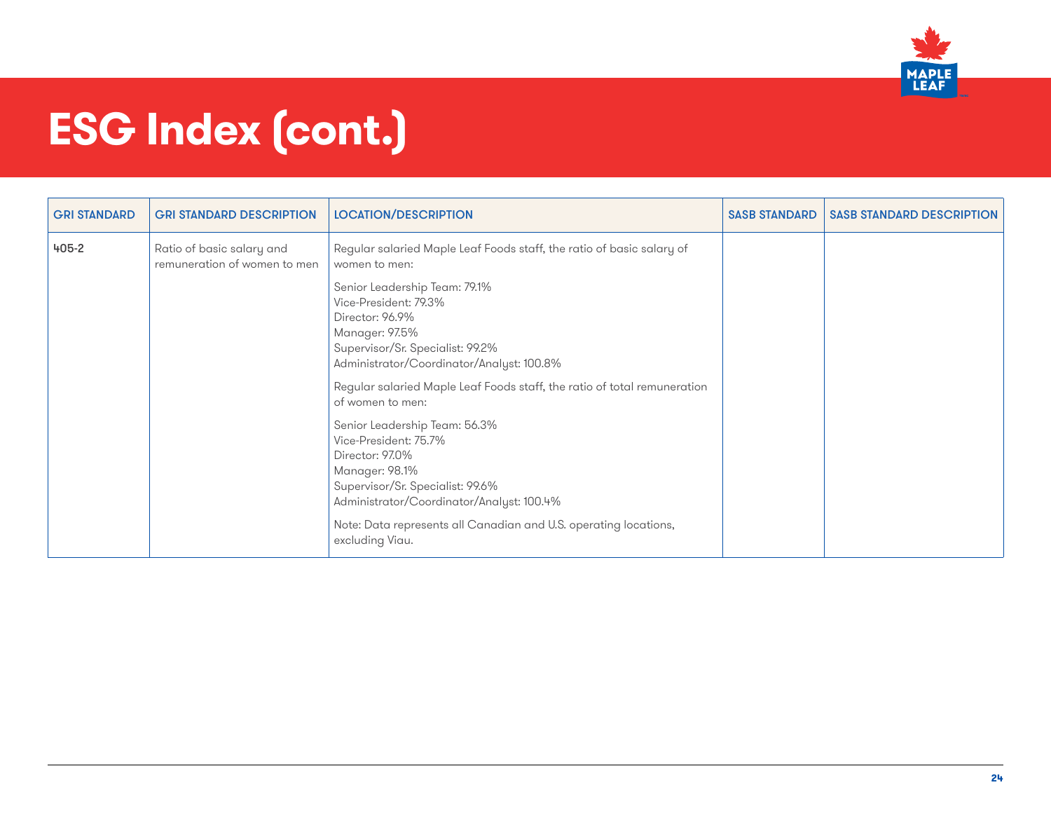# ESG Index (cont.)

| GRI STANDARD | GRI STANDARD DESCRIPTION | LOCATION/DESCRIPTION | SASB STANDARD | SASB STANDARD DESCRIPTION |
|---|---|---|---|---|
| 405-2 | Ratio of basic salary and remuneration of women to men | Regular salaried Maple Leaf Foods staff, the ratio of basic salary of women to men:<br><br>Senior Leadership Team: 79.1%<br>Vice-President: 79.3%<br>Director: 96.9%<br>Manager: 97.5%<br>Supervisor/Sr. Specialist: 99.2%<br>Administrator/Coordinator/Analyst: 100.8%<br><br>Regular salaried Maple Leaf Foods staff, the ratio of total remuneration of women to men:<br><br>Senior Leadership Team: 56.3%<br>Vice-President: 75.7%<br>Director: 97.0%<br>Manager: 98.1%<br>Supervisor/Sr. Specialist: 99.6%<br>Administrator/Coordinator/Analyst: 100.4%<br><br>Note: Data represents all Canadian and U.S. operating locations, excluding Viau. | | |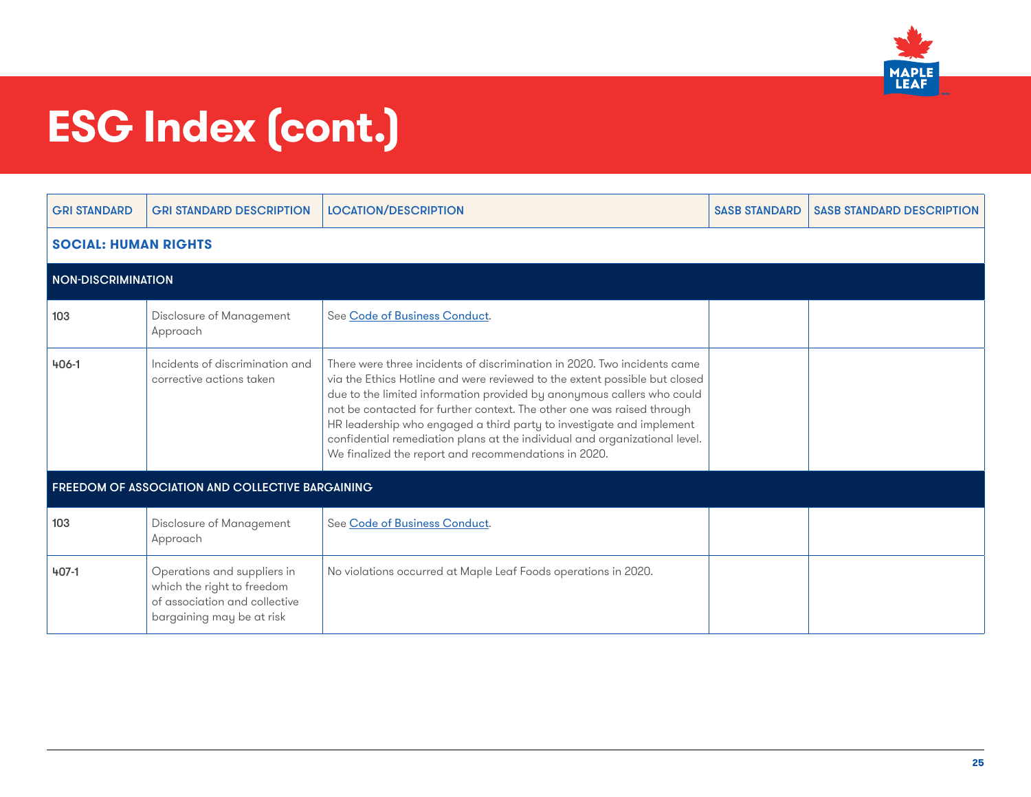# ESG Index (cont.)

| GRI STANDARD | GRI STANDARD DESCRIPTION | LOCATION/DESCRIPTION | SASB STANDARD | SASB STANDARD DESCRIPTION |
|---|---|---|---|---|
| **SOCIAL: HUMAN RIGHTS** | | | | |
| **NON-DISCRIMINATION** | | | | |
| 103 | Disclosure of Management Approach | See Code of Business Conduct. | | |
| 406-1 | Incidents of discrimination and corrective actions taken | There were three incidents of discrimination in 2020. Two incidents came via the Ethics Hotline and were reviewed to the extent possible but closed due to the limited information provided by anonymous callers who could not be contacted for further context. The other one was raised through HR leadership who engaged a third party to investigate and implement confidential remediation plans at the individual and organizational level. We finalized the report and recommendations in 2020. | | |
| **FREEDOM OF ASSOCIATION AND COLLECTIVE BARGAINING** | | | | |
| 103 | Disclosure of Management Approach | See Code of Business Conduct. | | |
| 407-1 | Operations and suppliers in which the right to freedom of association and collective bargaining may be at risk | No violations occurred at Maple Leaf Foods operations in 2020. | | |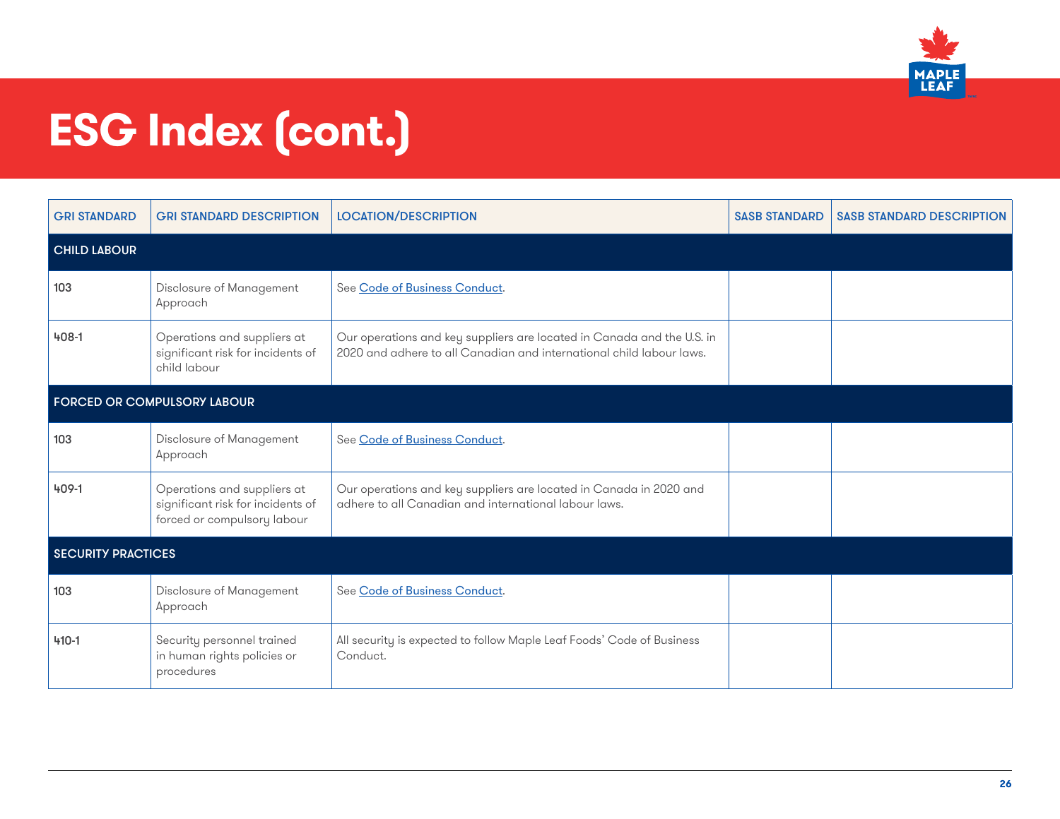# ESG Index (cont.)

| GRI STANDARD | GRI STANDARD DESCRIPTION | LOCATION/DESCRIPTION | SASB STANDARD | SASB STANDARD DESCRIPTION |
|---|---|---|---|---|
| **CHILD LABOUR** | | | | |
| 103 | Disclosure of Management Approach | See Code of Business Conduct. | | |
| 408-1 | Operations and suppliers at significant risk for incidents of child labour | Our operations and key suppliers are located in Canada and the U.S. in 2020 and adhere to all Canadian and international child labour laws. | | |
| **FORCED OR COMPULSORY LABOUR** | | | | |
| 103 | Disclosure of Management Approach | See Code of Business Conduct. | | |
| 409-1 | Operations and suppliers at significant risk for incidents of forced or compulsory labour | Our operations and key suppliers are located in Canada in 2020 and adhere to all Canadian and international labour laws. | | |
| **SECURITY PRACTICES** | | | | |
| 103 | Disclosure of Management Approach | See Code of Business Conduct. | | |
| 410-1 | Security personnel trained in human rights policies or procedures | All security is expected to follow Maple Leaf Foods' Code of Business Conduct. | | |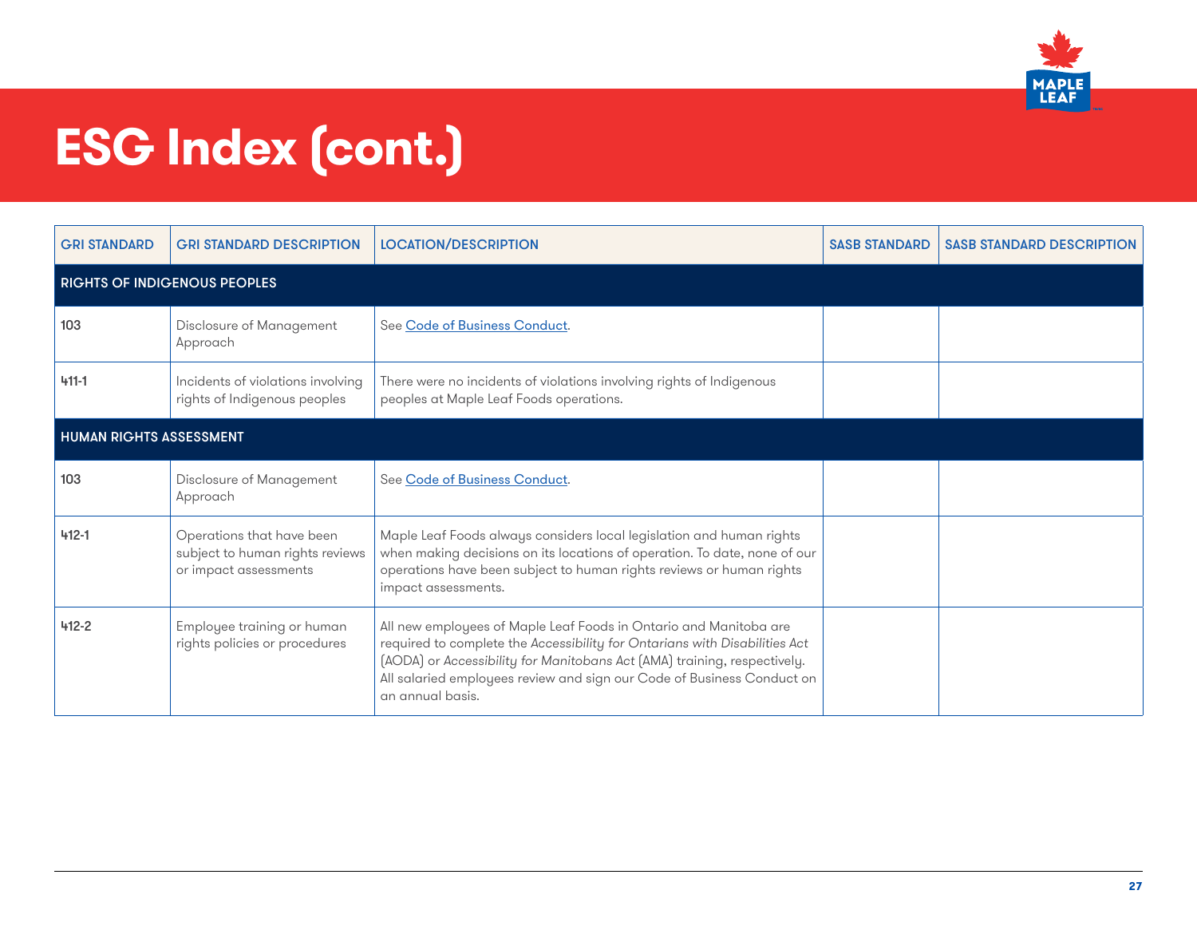# ESG Index (cont.)

| GRI STANDARD | GRI STANDARD DESCRIPTION | LOCATION/DESCRIPTION | SASB STANDARD | SASB STANDARD DESCRIPTION |
|---|---|---|---|---|
| **RIGHTS OF INDIGENOUS PEOPLES** | | | | |
| 103 | Disclosure of Management Approach | See Code of Business Conduct. | | |
| 411-1 | Incidents of violations involving rights of Indigenous peoples | There were no incidents of violations involving rights of Indigenous peoples at Maple Leaf Foods operations. | | |
| **HUMAN RIGHTS ASSESSMENT** | | | | |
| 103 | Disclosure of Management Approach | See Code of Business Conduct. | | |
| 412-1 | Operations that have been subject to human rights reviews or impact assessments | Maple Leaf Foods always considers local legislation and human rights when making decisions on its locations of operation. To date, none of our operations have been subject to human rights reviews or human rights impact assessments. | | |
| 412-2 | Employee training or human rights policies or procedures | All new employees of Maple Leaf Foods in Ontario and Manitoba are required to complete the *Accessibility for Ontarians with Disabilities Act* (AODA) or *Accessibility for Manitobans Act* (AMA) training, respectively. All salaried employees review and sign our Code of Business Conduct on an annual basis. | | |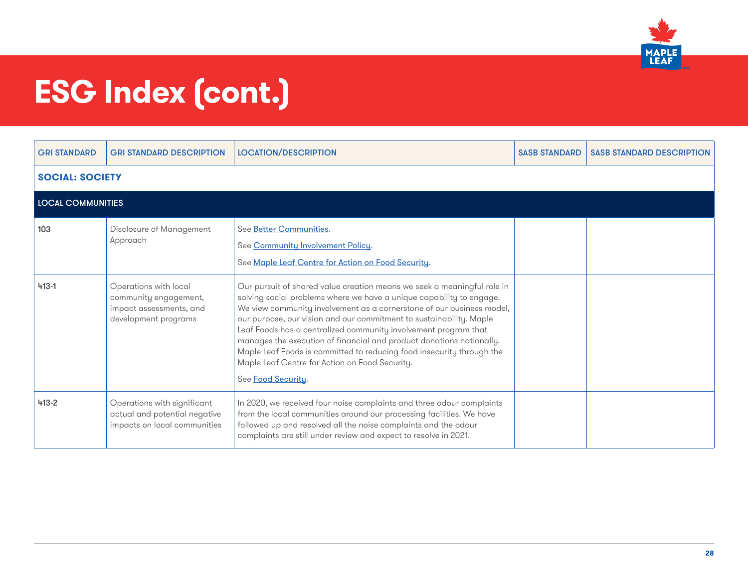# ESG Index (cont.)

| GRI STANDARD | GRI STANDARD DESCRIPTION | LOCATION/DESCRIPTION | SASB STANDARD | SASB STANDARD DESCRIPTION |
|---|---|---|---|---|
| **SOCIAL: SOCIETY** | | | | |
| LOCAL COMMUNITIES | | | | |
| 103 | Disclosure of Management Approach | See Better Communities.<br>See Community Involvement Policy.<br>See Maple Leaf Centre for Action on Food Security. | | |
| 413-1 | Operations with local community engagement, impact assessments, and development programs | Our pursuit of shared value creation means we seek a meaningful role in solving social problems where we have a unique capability to engage. We view community involvement as a cornerstone of our business model, our purpose, our vision and our commitment to sustainability. Maple Leaf Foods has a centralized community involvement program that manages the execution of financial and product donations nationally. Maple Leaf Foods is committed to reducing food insecurity through the Maple Leaf Centre for Action on Food Security.<br>See Food Security. | | |
| 413-2 | Operations with significant actual and potential negative impacts on local communities | In 2020, we received four noise complaints and three odour complaints from the local communities around our processing facilities. We have followed up and resolved all the noise complaints and the odour complaints are still under review and expect to resolve in 2021. | | |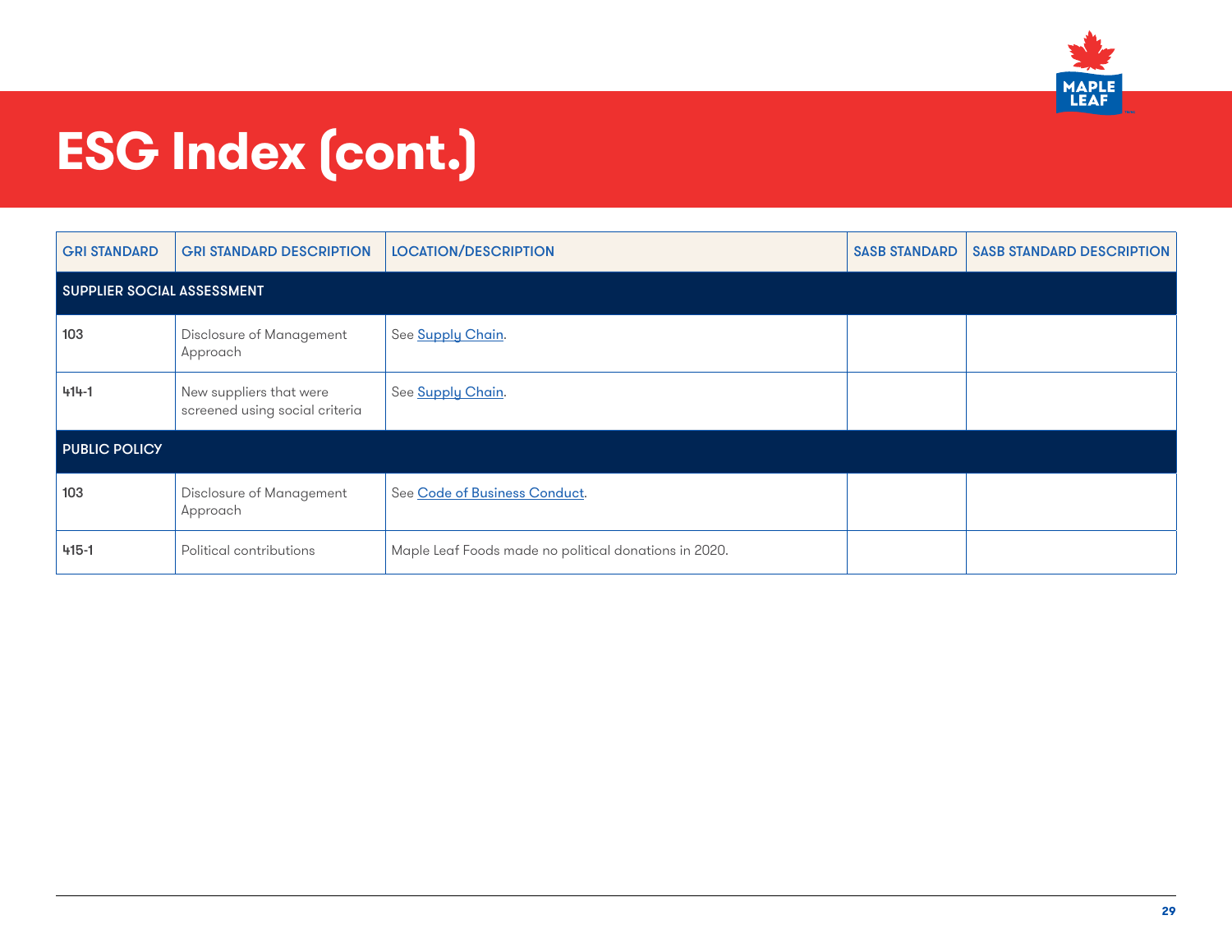# ESG Index (cont.)

| GRI STANDARD | GRI STANDARD DESCRIPTION | LOCATION/DESCRIPTION | SASB STANDARD | SASB STANDARD DESCRIPTION |
|---|---|---|---|---|
| **SUPPLIER SOCIAL ASSESSMENT** | | | | |
| 103 | Disclosure of Management Approach | See Supply Chain. | | |
| 414-1 | New suppliers that were screened using social criteria | See Supply Chain. | | |
| **PUBLIC POLICY** | | | | |
| 103 | Disclosure of Management Approach | See Code of Business Conduct. | | |
| 415-1 | Political contributions | Maple Leaf Foods made no political donations in 2020. | | |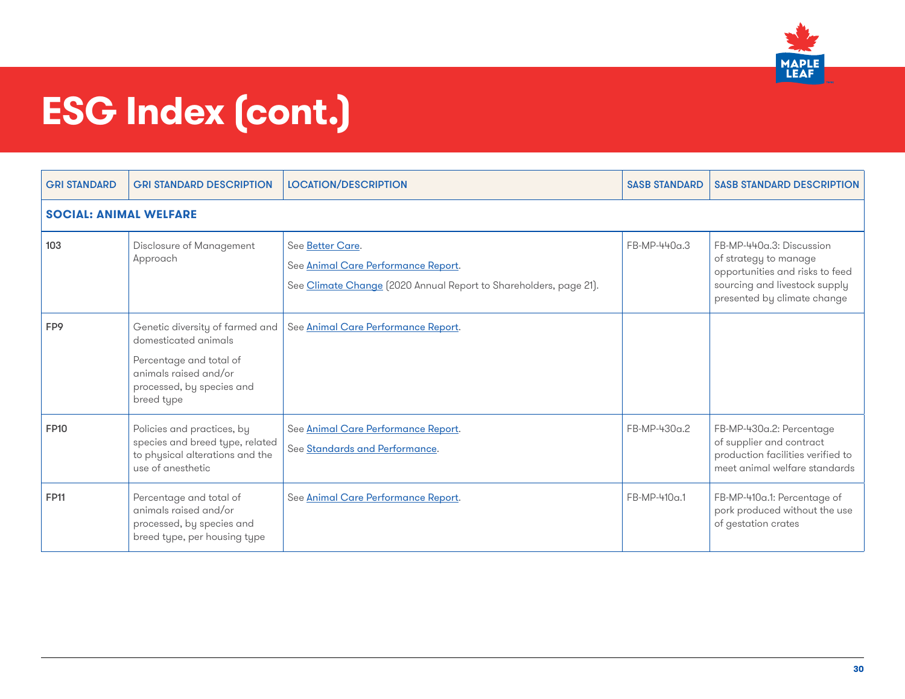# ESG Index (cont.)

| GRI STANDARD | GRI STANDARD DESCRIPTION | LOCATION/DESCRIPTION | SASB STANDARD | SASB STANDARD DESCRIPTION |
|---|---|---|---|---|
| **SOCIAL: ANIMAL WELFARE** | | | | |
| 103 | Disclosure of Management Approach | See Better Care.<br>See Animal Care Performance Report.<br>See Climate Change (2020 Annual Report to Shareholders, page 21). | FB-MP-440a.3 | FB-MP-440a.3: Discussion of strategy to manage opportunities and risks to feed sourcing and livestock supply presented by climate change |
| FP9 | Genetic diversity of farmed and domesticated animals<br>Percentage and total of animals raised and/or processed, by species and breed type | See Animal Care Performance Report. | | |
| FP10 | Policies and practices, by species and breed type, related to physical alterations and the use of anesthetic | See Animal Care Performance Report.<br>See Standards and Performance. | FB-MP-430a.2 | FB-MP-430a.2: Percentage of supplier and contract production facilities verified to meet animal welfare standards |
| FP11 | Percentage and total of animals raised and/or processed, by species and breed type, per housing type | See Animal Care Performance Report. | FB-MP-410a.1 | FB-MP-410a.1: Percentage of pork produced without the use of gestation crates |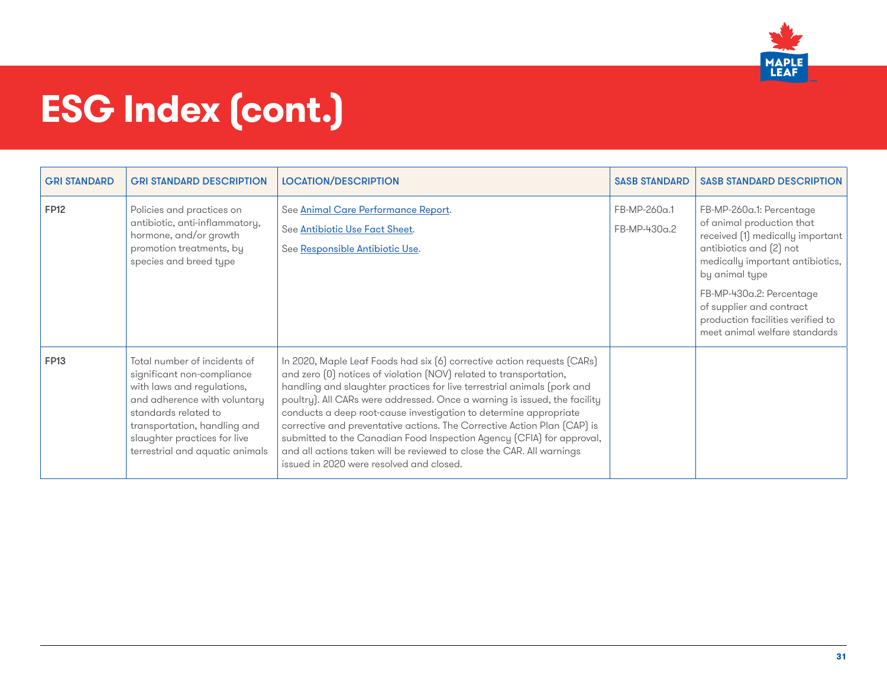# ESG Index (cont.)

| GRI STANDARD | GRI STANDARD DESCRIPTION | LOCATION/DESCRIPTION | SASB STANDARD | SASB STANDARD DESCRIPTION |
|---|---|---|---|---|
| **FP12** | Policies and practices on antibiotic, anti-inflammatory, hormone, and/or growth promotion treatments, by species and breed type | See [Animal Care Performance Report](). <br> See [Antibiotic Use Fact Sheet](). <br> See [Responsible Antibiotic Use](). | FB-MP-260a.1 <br> FB-MP-430a.2 | FB-MP-260a.1: Percentage of animal production that received (1) medically important antibiotics and (2) not medically important antibiotics, by animal type <br> FB-MP-430a.2: Percentage of supplier and contract production facilities verified to meet animal welfare standards |
| **FP13** | Total number of incidents of significant non-compliance with laws and regulations, and adherence with voluntary standards related to transportation, handling and slaughter practices for live terrestrial and aquatic animals | In 2020, Maple Leaf Foods had six (6) corrective action requests (CARs) and zero (0) notices of violation (NOV) related to transportation, handling and slaughter practices for live terrestrial animals (pork and poultry). All CARs were addressed. Once a warning is issued, the facility conducts a deep root-cause investigation to determine appropriate corrective and preventative actions. The Corrective Action Plan (CAP) is submitted to the Canadian Food Inspection Agency (CFIA) for approval, and all actions taken will be reviewed to close the CAR. All warnings issued in 2020 were resolved and closed. | | |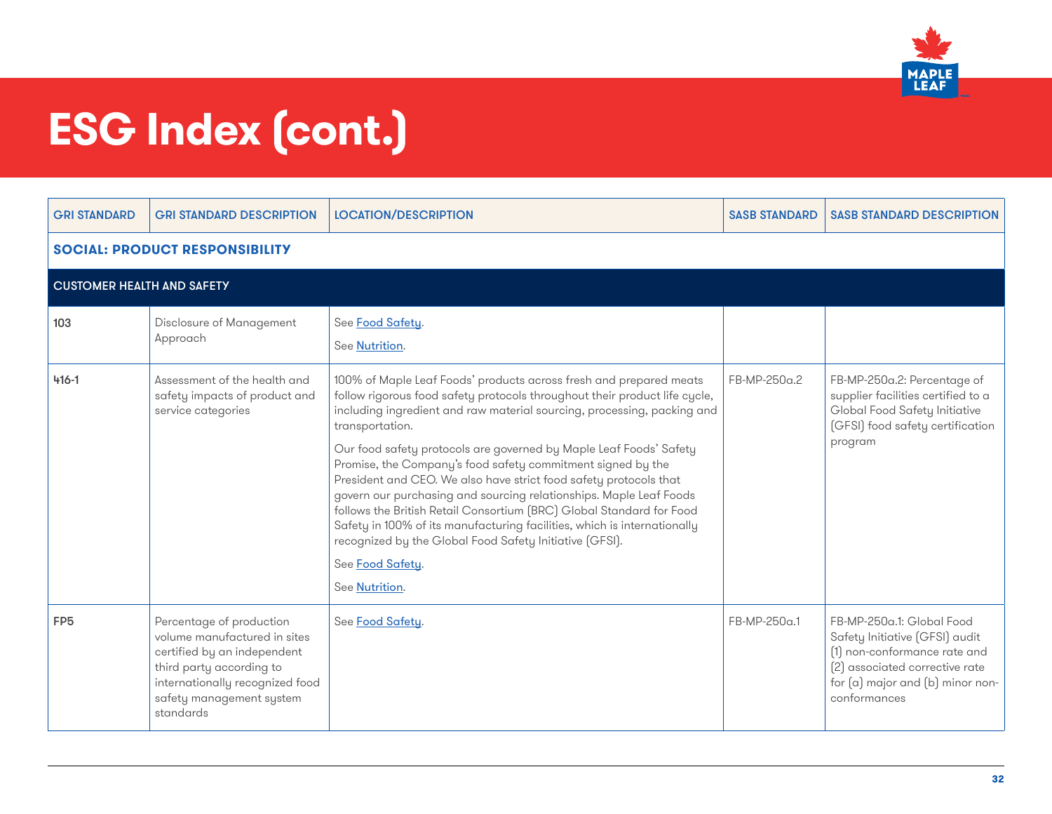# ESG Index (cont.)

| GRI STANDARD | GRI STANDARD DESCRIPTION | LOCATION/DESCRIPTION | SASB STANDARD | SASB STANDARD DESCRIPTION |
|---|---|---|---|---|
| **SOCIAL: PRODUCT RESPONSIBILITY** | | | | |
| **CUSTOMER HEALTH AND SAFETY** | | | | |
| 103 | Disclosure of Management Approach | See Food Safety.<br>See Nutrition. | | |
| 416-1 | Assessment of the health and safety impacts of product and service categories | 100% of Maple Leaf Foods' products across fresh and prepared meats follow rigorous food safety protocols throughout their product life cycle, including ingredient and raw material sourcing, processing, packing and transportation.<br>Our food safety protocols are governed by Maple Leaf Foods' Safety Promise, the Company's food safety commitment signed by the President and CEO. We also have strict food safety protocols that govern our purchasing and sourcing relationships. Maple Leaf Foods follows the British Retail Consortium (BRC) Global Standard for Food Safety in 100% of its manufacturing facilities, which is internationally recognized by the Global Food Safety Initiative (GFSI).<br>See Food Safety.<br>See Nutrition. | FB-MP-250a.2 | FB-MP-250a.2: Percentage of supplier facilities certified to a Global Food Safety Initiative (GFSI) food safety certification program |
| FP5 | Percentage of production volume manufactured in sites certified by an independent third party according to internationally recognized food safety management system standards | See Food Safety. | FB-MP-250a.1 | FB-MP-250a.1: Global Food Safety Initiative (GFSI) audit (1) non-conformance rate and (2) associated corrective rate for (a) major and (b) minor non-conformances |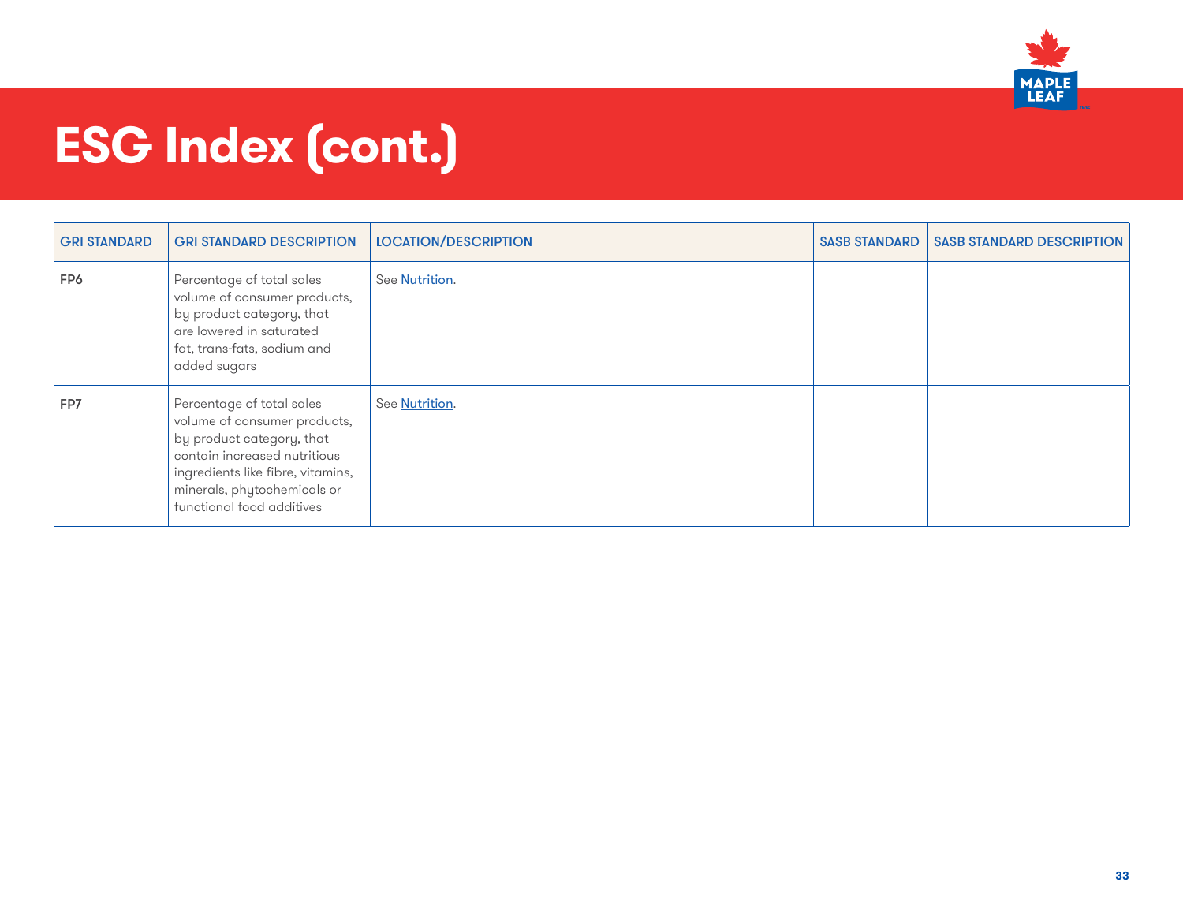# ESG Index (cont.)

| GRI STANDARD | GRI STANDARD DESCRIPTION | LOCATION/DESCRIPTION | SASB STANDARD | SASB STANDARD DESCRIPTION |
|---|---|---|---|---|
| FP6 | Percentage of total sales volume of consumer products, by product category, that are lowered in saturated fat, trans-fats, sodium and added sugars | See Nutrition. | | |
| FP7 | Percentage of total sales volume of consumer products, by product category, that contain increased nutritious ingredients like fibre, vitamins, minerals, phytochemicals or functional food additives | See Nutrition. | | |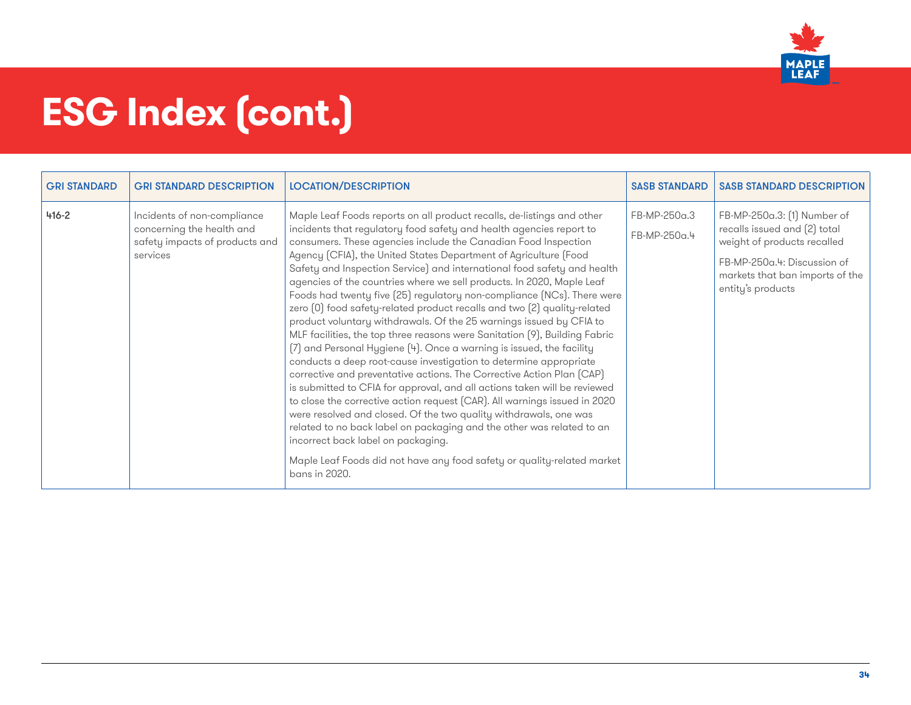# ESG Index (cont.)

| GRI STANDARD | GRI STANDARD DESCRIPTION | LOCATION/DESCRIPTION | SASB STANDARD | SASB STANDARD DESCRIPTION |
|---|---|---|---|---|
| 416-2 | Incidents of non-compliance concerning the health and safety impacts of products and services | Maple Leaf Foods reports on all product recalls, de-listings and other incidents that regulatory food safety and health agencies report to consumers. These agencies include the Canadian Food Inspection Agency (CFIA), the United States Department of Agriculture (Food Safety and Inspection Service) and international food safety and health agencies of the countries where we sell products. In 2020, Maple Leaf Foods had twenty five (25) regulatory non-compliance (NCs). There were zero (0) food safety-related product recalls and two (2) quality-related product voluntary withdrawals. Of the 25 warnings issued by CFIA to MLF facilities, the top three reasons were Sanitation (9), Building Fabric (7) and Personal Hygiene (4). Once a warning is issued, the facility conducts a deep root-cause investigation to determine appropriate corrective and preventative actions. The Corrective Action Plan (CAP) is submitted to CFIA for approval, and all actions taken will be reviewed to close the corrective action request (CAR). All warnings issued in 2020 were resolved and closed. Of the two quality withdrawals, one was related to no back label on packaging and the other was related to an incorrect back label on packaging.<br><br>Maple Leaf Foods did not have any food safety or quality-related market bans in 2020. | FB-MP-250a.3<br><br>FB-MP-250a.4 | FB-MP-250a.3: (1) Number of recalls issued and (2) total weight of products recalled<br><br>FB-MP-250a.4: Discussion of markets that ban imports of the entity's products |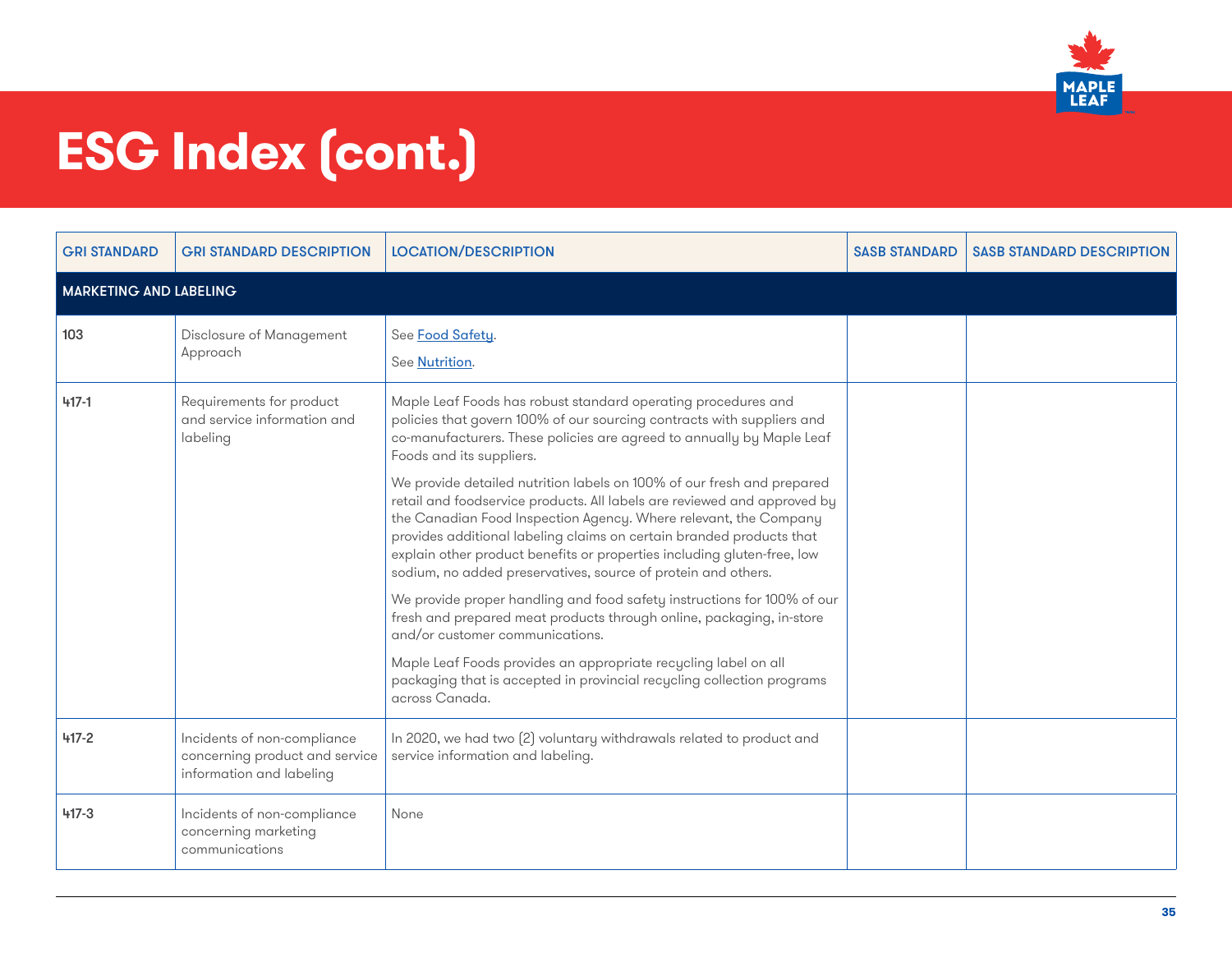# ESG Index (cont.)

| GRI STANDARD | GRI STANDARD DESCRIPTION | LOCATION/DESCRIPTION | SASB STANDARD | SASB STANDARD DESCRIPTION |
|---|---|---|---|---|
| **MARKETING AND LABELING** | | | | |
| 103 | Disclosure of Management Approach | See Food Safety.<br><br>See Nutrition. | | |
| 417-1 | Requirements for product and service information and labeling | Maple Leaf Foods has robust standard operating procedures and policies that govern 100% of our sourcing contracts with suppliers and co-manufacturers. These policies are agreed to annually by Maple Leaf Foods and its suppliers.<br><br>We provide detailed nutrition labels on 100% of our fresh and prepared retail and foodservice products. All labels are reviewed and approved by the Canadian Food Inspection Agency. Where relevant, the Company provides additional labeling claims on certain branded products that explain other product benefits or properties including gluten-free, low sodium, no added preservatives, source of protein and others.<br><br>We provide proper handling and food safety instructions for 100% of our fresh and prepared meat products through online, packaging, in-store and/or customer communications.<br><br>Maple Leaf Foods provides an appropriate recycling label on all packaging that is accepted in provincial recycling collection programs across Canada. | | |
| 417-2 | Incidents of non-compliance concerning product and service information and labeling | In 2020, we had two (2) voluntary withdrawals related to product and service information and labeling. | | |
| 417-3 | Incidents of non-compliance concerning marketing communications | None | | |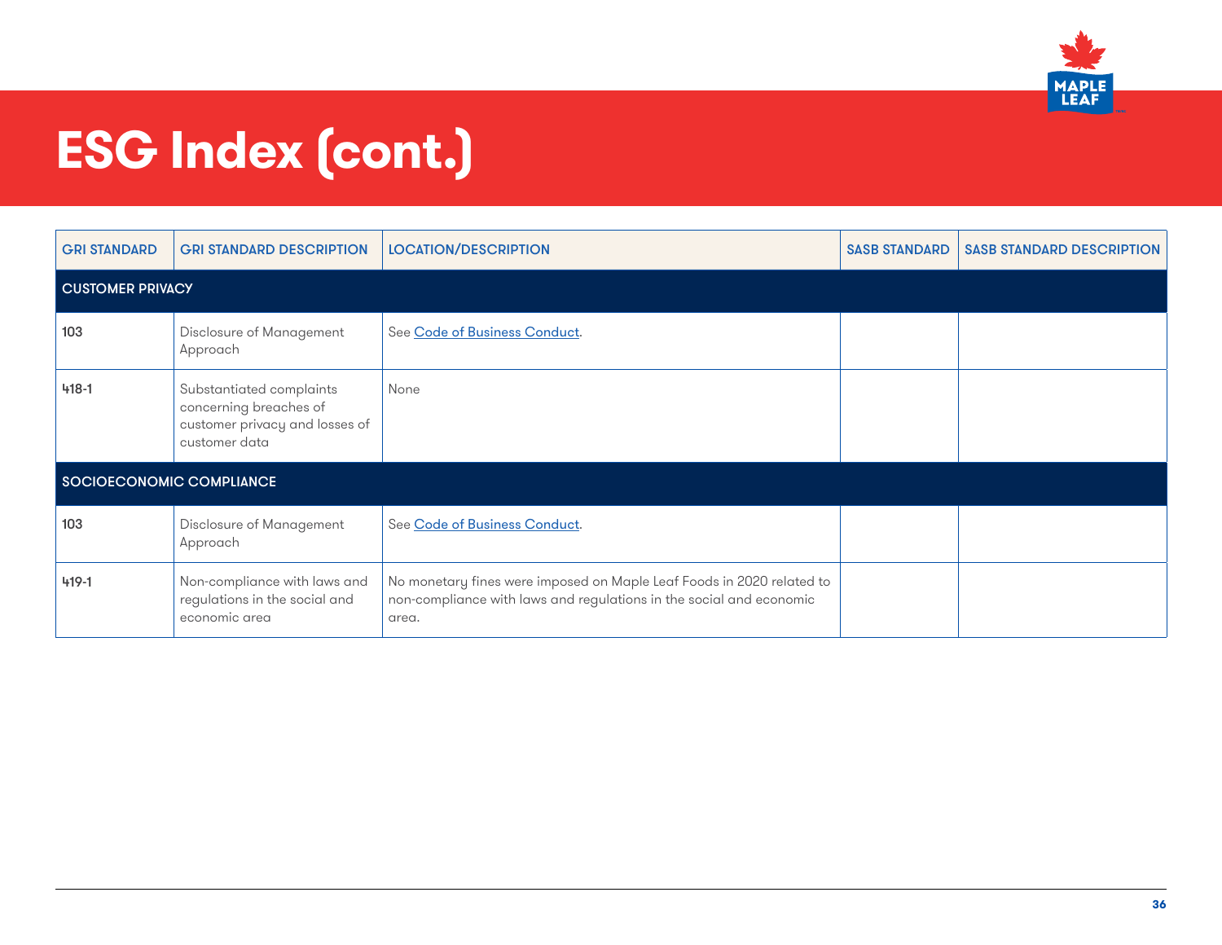# ESG Index (cont.)

| GRI STANDARD | GRI STANDARD DESCRIPTION | LOCATION/DESCRIPTION | SASB STANDARD | SASB STANDARD DESCRIPTION |
|---|---|---|---|---|
| **CUSTOMER PRIVACY** | | | | |
| 103 | Disclosure of Management Approach | See Code of Business Conduct. | | |
| 418-1 | Substantiated complaints concerning breaches of customer privacy and losses of customer data | None | | |
| **SOCIOECONOMIC COMPLIANCE** | | | | |
| 103 | Disclosure of Management Approach | See Code of Business Conduct. | | |
| 419-1 | Non-compliance with laws and regulations in the social and economic area | No monetary fines were imposed on Maple Leaf Foods in 2020 related to non-compliance with laws and regulations in the social and economic area. | | |